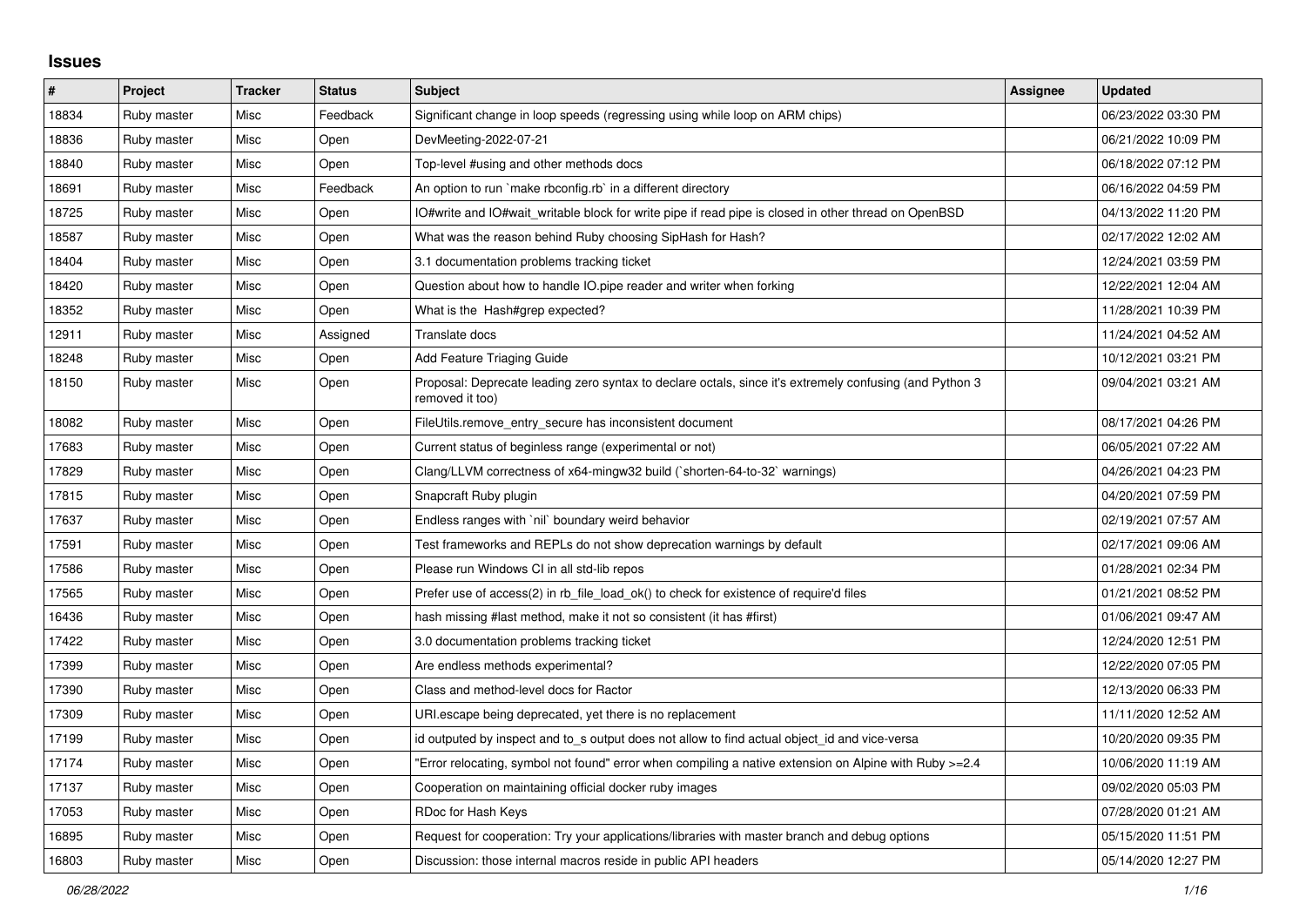# Issues

| # | Project | Tracker | Status | Subject | Assignee | Updated |
|---|---|---|---|---|---|---|
| 18834 | Ruby master | Misc | Feedback | Significant change in loop speeds (regressing using while loop on ARM chips) | | 06/23/2022 03:30 PM |
| 18836 | Ruby master | Misc | Open | DevMeeting-2022-07-21 | | 06/21/2022 10:09 PM |
| 18840 | Ruby master | Misc | Open | Top-level #using and other methods docs | | 06/18/2022 07:12 PM |
| 18691 | Ruby master | Misc | Feedback | An option to run `make rbconfig.rb` in a different directory | | 06/16/2022 04:59 PM |
| 18725 | Ruby master | Misc | Open | IO#write and IO#wait_writable block for write pipe if read pipe is closed in other thread on OpenBSD | | 04/13/2022 11:20 PM |
| 18587 | Ruby master | Misc | Open | What was the reason behind Ruby choosing SipHash for Hash? | | 02/17/2022 12:02 AM |
| 18404 | Ruby master | Misc | Open | 3.1 documentation problems tracking ticket | | 12/24/2021 03:59 PM |
| 18420 | Ruby master | Misc | Open | Question about how to handle IO.pipe reader and writer when forking | | 12/22/2021 12:04 AM |
| 18352 | Ruby master | Misc | Open | What is the  Hash#grep expected? | | 11/28/2021 10:39 PM |
| 12911 | Ruby master | Misc | Assigned | Translate docs | | 11/24/2021 04:52 AM |
| 18248 | Ruby master | Misc | Open | Add Feature Triaging Guide | | 10/12/2021 03:21 PM |
| 18150 | Ruby master | Misc | Open | Proposal: Deprecate leading zero syntax to declare octals, since it's extremely confusing (and Python 3 removed it too) | | 09/04/2021 03:21 AM |
| 18082 | Ruby master | Misc | Open | FileUtils.remove_entry_secure has inconsistent document | | 08/17/2021 04:26 PM |
| 17683 | Ruby master | Misc | Open | Current status of beginless range (experimental or not) | | 06/05/2021 07:22 AM |
| 17829 | Ruby master | Misc | Open | Clang/LLVM correctness of x64-mingw32 build (`shorten-64-to-32` warnings) | | 04/26/2021 04:23 PM |
| 17815 | Ruby master | Misc | Open | Snapcraft Ruby plugin | | 04/20/2021 07:59 PM |
| 17637 | Ruby master | Misc | Open | Endless ranges with `nil` boundary weird behavior | | 02/19/2021 07:57 AM |
| 17591 | Ruby master | Misc | Open | Test frameworks and REPLs do not show deprecation warnings by default | | 02/17/2021 09:06 AM |
| 17586 | Ruby master | Misc | Open | Please run Windows CI in all std-lib repos | | 01/28/2021 02:34 PM |
| 17565 | Ruby master | Misc | Open | Prefer use of access(2) in rb_file_load_ok() to check for existence of require'd files | | 01/21/2021 08:52 PM |
| 16436 | Ruby master | Misc | Open | hash missing #last method, make it not so consistent (it has #first) | | 01/06/2021 09:47 AM |
| 17422 | Ruby master | Misc | Open | 3.0 documentation problems tracking ticket | | 12/24/2020 12:51 PM |
| 17399 | Ruby master | Misc | Open | Are endless methods experimental? | | 12/22/2020 07:05 PM |
| 17390 | Ruby master | Misc | Open | Class and method-level docs for Ractor | | 12/13/2020 06:33 PM |
| 17309 | Ruby master | Misc | Open | URI.escape being deprecated, yet there is no replacement | | 11/11/2020 12:52 AM |
| 17199 | Ruby master | Misc | Open | id outputed by inspect and to_s output does not allow to find actual object_id and vice-versa | | 10/20/2020 09:35 PM |
| 17174 | Ruby master | Misc | Open | "Error relocating, symbol not found" error when compiling a native extension on Alpine with Ruby >=2.4 | | 10/06/2020 11:19 AM |
| 17137 | Ruby master | Misc | Open | Cooperation on maintaining official docker ruby images | | 09/02/2020 05:03 PM |
| 17053 | Ruby master | Misc | Open | RDoc for Hash Keys | | 07/28/2020 01:21 AM |
| 16895 | Ruby master | Misc | Open | Request for cooperation: Try your applications/libraries with master branch and debug options | | 05/15/2020 11:51 PM |
| 16803 | Ruby master | Misc | Open | Discussion: those internal macros reside in public API headers | | 05/14/2020 12:27 PM |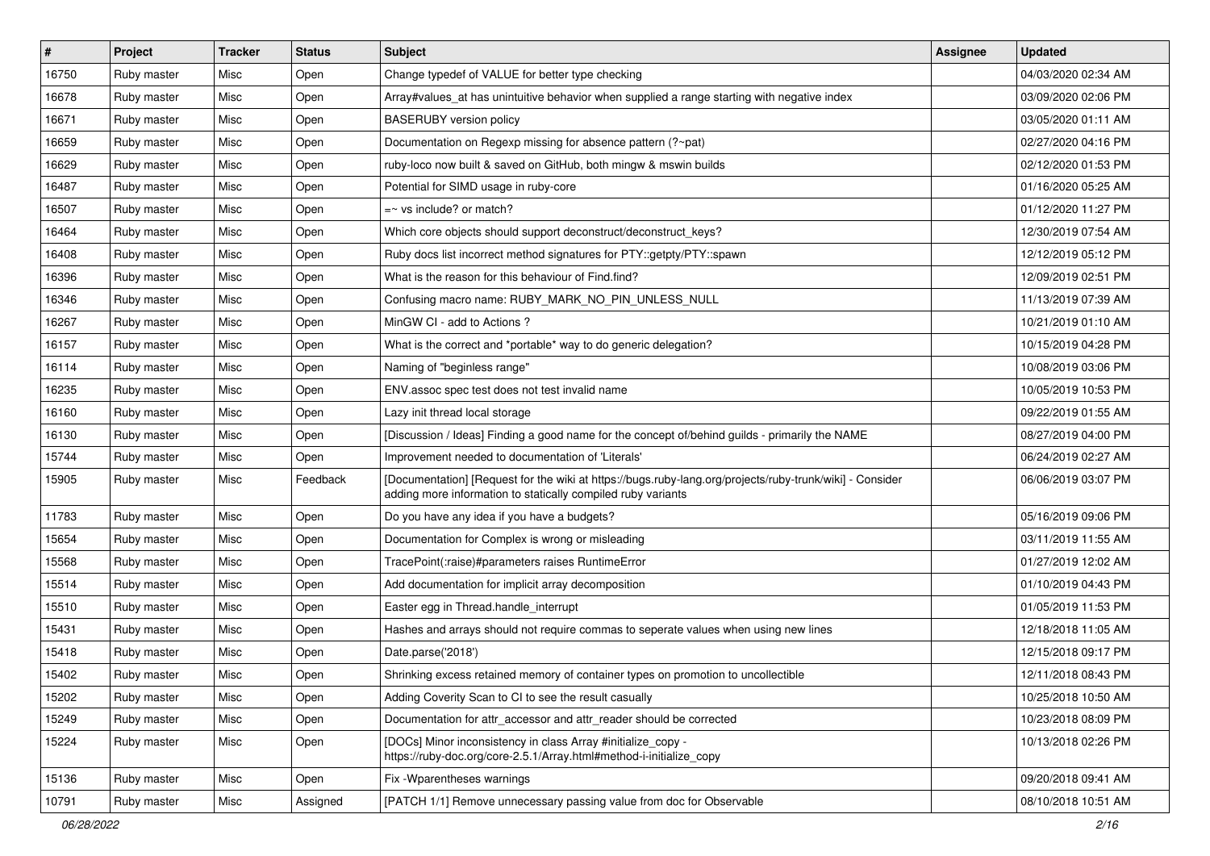| # | Project | Tracker | Status | Subject | Assignee | Updated |
|---|---|---|---|---|---|---|
| 16750 | Ruby master | Misc | Open | Change typedef of VALUE for better type checking | | 04/03/2020 02:34 AM |
| 16678 | Ruby master | Misc | Open | Array#values_at has unintuitive behavior when supplied a range starting with negative index | | 03/09/2020 02:06 PM |
| 16671 | Ruby master | Misc | Open | BASERUBY version policy | | 03/05/2020 01:11 AM |
| 16659 | Ruby master | Misc | Open | Documentation on Regexp missing for absence pattern (?~pat) | | 02/27/2020 04:16 PM |
| 16629 | Ruby master | Misc | Open | ruby-loco now built & saved on GitHub, both mingw & mswin builds | | 02/12/2020 01:53 PM |
| 16487 | Ruby master | Misc | Open | Potential for SIMD usage in ruby-core | | 01/16/2020 05:25 AM |
| 16507 | Ruby master | Misc | Open | =~ vs include? or match? | | 01/12/2020 11:27 PM |
| 16464 | Ruby master | Misc | Open | Which core objects should support deconstruct/deconstruct_keys? | | 12/30/2019 07:54 AM |
| 16408 | Ruby master | Misc | Open | Ruby docs list incorrect method signatures for PTY::getpty/PTY::spawn | | 12/12/2019 05:12 PM |
| 16396 | Ruby master | Misc | Open | What is the reason for this behaviour of Find.find? | | 12/09/2019 02:51 PM |
| 16346 | Ruby master | Misc | Open | Confusing macro name: RUBY_MARK_NO_PIN_UNLESS_NULL | | 11/13/2019 07:39 AM |
| 16267 | Ruby master | Misc | Open | MinGW CI - add to Actions ? | | 10/21/2019 01:10 AM |
| 16157 | Ruby master | Misc | Open | What is the correct and *portable* way to do generic delegation? | | 10/15/2019 04:28 PM |
| 16114 | Ruby master | Misc | Open | Naming of "beginless range" | | 10/08/2019 03:06 PM |
| 16235 | Ruby master | Misc | Open | ENV.assoc spec test does not test invalid name | | 10/05/2019 10:53 PM |
| 16160 | Ruby master | Misc | Open | Lazy init thread local storage | | 09/22/2019 01:55 AM |
| 16130 | Ruby master | Misc | Open | [Discussion / Ideas] Finding a good name for the concept of/behind guilds - primarily the NAME | | 08/27/2019 04:00 PM |
| 15744 | Ruby master | Misc | Open | Improvement needed to documentation of 'Literals' | | 06/24/2019 02:27 AM |
| 15905 | Ruby master | Misc | Feedback | [Documentation] [Request for the wiki at https://bugs.ruby-lang.org/projects/ruby-trunk/wiki] - Consider adding more information to statically compiled ruby variants | | 06/06/2019 03:07 PM |
| 11783 | Ruby master | Misc | Open | Do you have any idea if you have a budgets? | | 05/16/2019 09:06 PM |
| 15654 | Ruby master | Misc | Open | Documentation for Complex is wrong or misleading | | 03/11/2019 11:55 AM |
| 15568 | Ruby master | Misc | Open | TracePoint(:raise)#parameters raises RuntimeError | | 01/27/2019 12:02 AM |
| 15514 | Ruby master | Misc | Open | Add documentation for implicit array decomposition | | 01/10/2019 04:43 PM |
| 15510 | Ruby master | Misc | Open | Easter egg in Thread.handle_interrupt | | 01/05/2019 11:53 PM |
| 15431 | Ruby master | Misc | Open | Hashes and arrays should not require commas to seperate values when using new lines | | 12/18/2018 11:05 AM |
| 15418 | Ruby master | Misc | Open | Date.parse('2018') | | 12/15/2018 09:17 PM |
| 15402 | Ruby master | Misc | Open | Shrinking excess retained memory of container types on promotion to uncollectible | | 12/11/2018 08:43 PM |
| 15202 | Ruby master | Misc | Open | Adding Coverity Scan to CI to see the result casually | | 10/25/2018 10:50 AM |
| 15249 | Ruby master | Misc | Open | Documentation for attr_accessor and attr_reader should be corrected | | 10/23/2018 08:09 PM |
| 15224 | Ruby master | Misc | Open | [DOCs] Minor inconsistency in class Array #initialize_copy - https://ruby-doc.org/core-2.5.1/Array.html#method-i-initialize_copy | | 10/13/2018 02:26 PM |
| 15136 | Ruby master | Misc | Open | Fix -Wparentheses warnings | | 09/20/2018 09:41 AM |
| 10791 | Ruby master | Misc | Assigned | [PATCH 1/1] Remove unnecessary passing value from doc for Observable | | 08/10/2018 10:51 AM |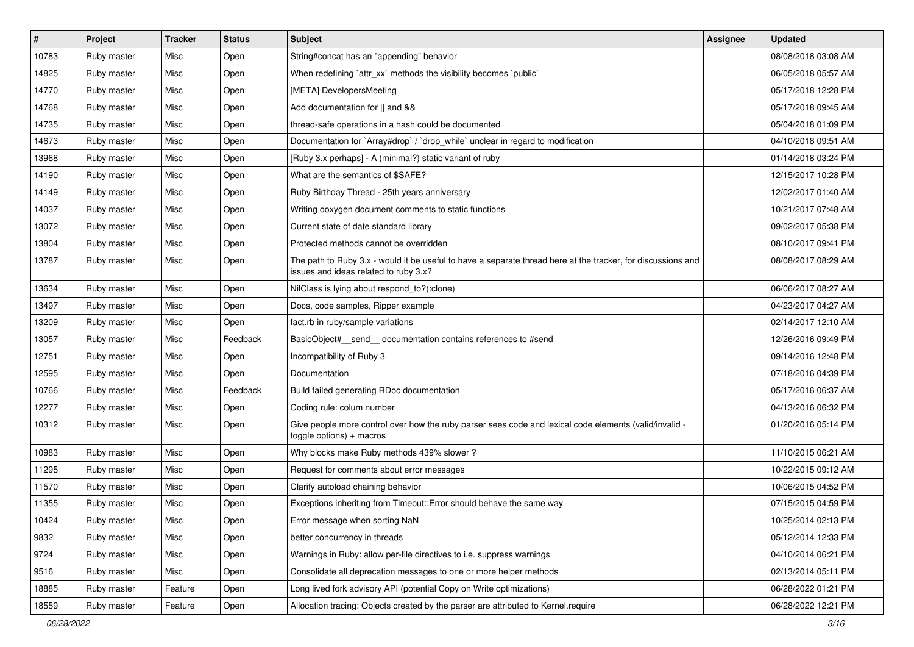| # | Project | Tracker | Status | Subject | Assignee | Updated |
|---|---|---|---|---|---|---|
| 10783 | Ruby master | Misc | Open | String#concat has an "appending" behavior | | 08/08/2018 03:08 AM |
| 14825 | Ruby master | Misc | Open | When redefining `attr_xx` methods the visibility becomes `public` | | 06/05/2018 05:57 AM |
| 14770 | Ruby master | Misc | Open | [META] DevelopersMeeting | | 05/17/2018 12:28 PM |
| 14768 | Ruby master | Misc | Open | Add documentation for \|\| and && | | 05/17/2018 09:45 AM |
| 14735 | Ruby master | Misc | Open | thread-safe operations in a hash could be documented | | 05/04/2018 01:09 PM |
| 14673 | Ruby master | Misc | Open | Documentation for `Array#drop` / `drop_while` unclear in regard to modification | | 04/10/2018 09:51 AM |
| 13968 | Ruby master | Misc | Open | [Ruby 3.x perhaps] - A (minimal?) static variant of ruby | | 01/14/2018 03:24 PM |
| 14190 | Ruby master | Misc | Open | What are the semantics of $SAFE? | | 12/15/2017 10:28 PM |
| 14149 | Ruby master | Misc | Open | Ruby Birthday Thread - 25th years anniversary | | 12/02/2017 01:40 AM |
| 14037 | Ruby master | Misc | Open | Writing doxygen document comments to static functions | | 10/21/2017 07:48 AM |
| 13072 | Ruby master | Misc | Open | Current state of date standard library | | 09/02/2017 05:38 PM |
| 13804 | Ruby master | Misc | Open | Protected methods cannot be overridden | | 08/10/2017 09:41 PM |
| 13787 | Ruby master | Misc | Open | The path to Ruby 3.x - would it be useful to have a separate thread here at the tracker, for discussions and issues and ideas related to ruby 3.x? | | 08/08/2017 08:29 AM |
| 13634 | Ruby master | Misc | Open | NilClass is lying about respond_to?(:clone) | | 06/06/2017 08:27 AM |
| 13497 | Ruby master | Misc | Open | Docs, code samples, Ripper example | | 04/23/2017 04:27 AM |
| 13209 | Ruby master | Misc | Open | fact.rb in ruby/sample variations | | 02/14/2017 12:10 AM |
| 13057 | Ruby master | Misc | Feedback | BasicObject#__send__ documentation contains references to #send | | 12/26/2016 09:49 PM |
| 12751 | Ruby master | Misc | Open | Incompatibility of Ruby 3 | | 09/14/2016 12:48 PM |
| 12595 | Ruby master | Misc | Open | Documentation | | 07/18/2016 04:39 PM |
| 10766 | Ruby master | Misc | Feedback | Build failed generating RDoc documentation | | 05/17/2016 06:37 AM |
| 12277 | Ruby master | Misc | Open | Coding rule: colum number | | 04/13/2016 06:32 PM |
| 10312 | Ruby master | Misc | Open | Give people more control over how the ruby parser sees code and lexical code elements (valid/invalid - toggle options) + macros | | 01/20/2016 05:14 PM |
| 10983 | Ruby master | Misc | Open | Why blocks make Ruby methods 439% slower ? | | 11/10/2015 06:21 AM |
| 11295 | Ruby master | Misc | Open | Request for comments about error messages | | 10/22/2015 09:12 AM |
| 11570 | Ruby master | Misc | Open | Clarify autoload chaining behavior | | 10/06/2015 04:52 PM |
| 11355 | Ruby master | Misc | Open | Exceptions inheriting from Timeout::Error should behave the same way | | 07/15/2015 04:59 PM |
| 10424 | Ruby master | Misc | Open | Error message when sorting NaN | | 10/25/2014 02:13 PM |
| 9832 | Ruby master | Misc | Open | better concurrency in threads | | 05/12/2014 12:33 PM |
| 9724 | Ruby master | Misc | Open | Warnings in Ruby: allow per-file directives to i.e. suppress warnings | | 04/10/2014 06:21 PM |
| 9516 | Ruby master | Misc | Open | Consolidate all deprecation messages to one or more helper methods | | 02/13/2014 05:11 PM |
| 18885 | Ruby master | Feature | Open | Long lived fork advisory API (potential Copy on Write optimizations) | | 06/28/2022 01:21 PM |
| 18559 | Ruby master | Feature | Open | Allocation tracing: Objects created by the parser are attributed to Kernel.require | | 06/28/2022 12:21 PM |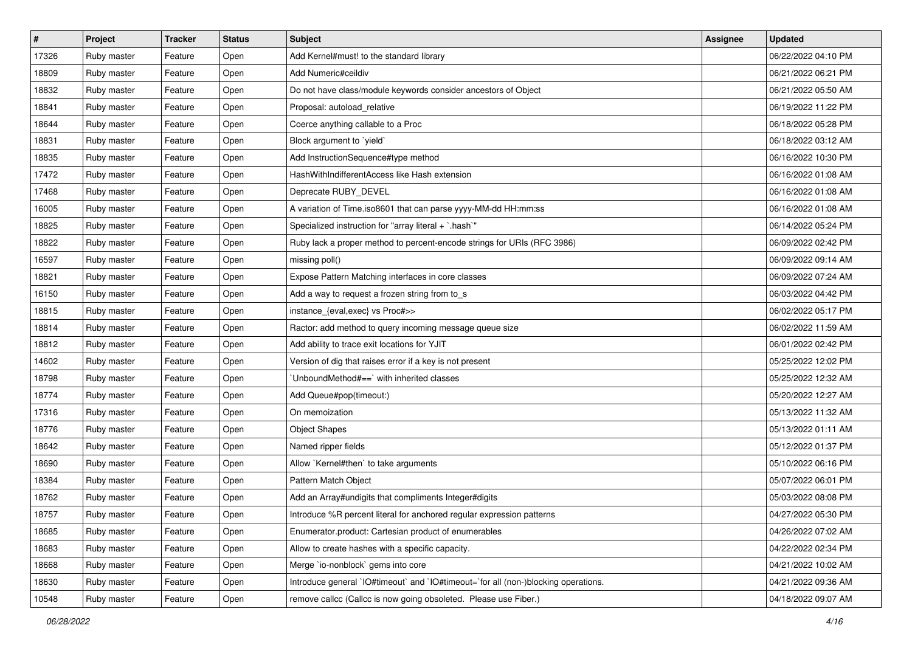| # | Project | Tracker | Status | Subject | Assignee | Updated |
|---|---|---|---|---|---|---|
| 17326 | Ruby master | Feature | Open | Add Kernel#must! to the standard library | | 06/22/2022 04:10 PM |
| 18809 | Ruby master | Feature | Open | Add Numeric#ceildiv | | 06/21/2022 06:21 PM |
| 18832 | Ruby master | Feature | Open | Do not have class/module keywords consider ancestors of Object | | 06/21/2022 05:50 AM |
| 18841 | Ruby master | Feature | Open | Proposal: autoload_relative | | 06/19/2022 11:22 PM |
| 18644 | Ruby master | Feature | Open | Coerce anything callable to a Proc | | 06/18/2022 05:28 PM |
| 18831 | Ruby master | Feature | Open | Block argument to `yield` | | 06/18/2022 03:12 AM |
| 18835 | Ruby master | Feature | Open | Add InstructionSequence#type method | | 06/16/2022 10:30 PM |
| 17472 | Ruby master | Feature | Open | HashWithIndifferentAccess like Hash extension | | 06/16/2022 01:08 AM |
| 17468 | Ruby master | Feature | Open | Deprecate RUBY_DEVEL | | 06/16/2022 01:08 AM |
| 16005 | Ruby master | Feature | Open | A variation of Time.iso8601 that can parse yyyy-MM-dd HH:mm:ss | | 06/16/2022 01:08 AM |
| 18825 | Ruby master | Feature | Open | Specialized instruction for "array literal + `.hash`" | | 06/14/2022 05:24 PM |
| 18822 | Ruby master | Feature | Open | Ruby lack a proper method to percent-encode strings for URIs (RFC 3986) | | 06/09/2022 02:42 PM |
| 16597 | Ruby master | Feature | Open | missing poll() | | 06/09/2022 09:14 AM |
| 18821 | Ruby master | Feature | Open | Expose Pattern Matching interfaces in core classes | | 06/09/2022 07:24 AM |
| 16150 | Ruby master | Feature | Open | Add a way to request a frozen string from to_s | | 06/03/2022 04:42 PM |
| 18815 | Ruby master | Feature | Open | instance_{eval,exec} vs Proc#>> | | 06/02/2022 05:17 PM |
| 18814 | Ruby master | Feature | Open | Ractor: add method to query incoming message queue size | | 06/02/2022 11:59 AM |
| 18812 | Ruby master | Feature | Open | Add ability to trace exit locations for YJIT | | 06/01/2022 02:42 PM |
| 14602 | Ruby master | Feature | Open | Version of dig that raises error if a key is not present | | 05/25/2022 12:02 PM |
| 18798 | Ruby master | Feature | Open | `UnboundMethod#==` with inherited classes | | 05/25/2022 12:32 AM |
| 18774 | Ruby master | Feature | Open | Add Queue#pop(timeout:) | | 05/20/2022 12:27 AM |
| 17316 | Ruby master | Feature | Open | On memoization | | 05/13/2022 11:32 AM |
| 18776 | Ruby master | Feature | Open | Object Shapes | | 05/13/2022 01:11 AM |
| 18642 | Ruby master | Feature | Open | Named ripper fields | | 05/12/2022 01:37 PM |
| 18690 | Ruby master | Feature | Open | Allow `Kernel#then` to take arguments | | 05/10/2022 06:16 PM |
| 18384 | Ruby master | Feature | Open | Pattern Match Object | | 05/07/2022 06:01 PM |
| 18762 | Ruby master | Feature | Open | Add an Array#undigits that compliments Integer#digits | | 05/03/2022 08:08 PM |
| 18757 | Ruby master | Feature | Open | Introduce %R percent literal for anchored regular expression patterns | | 04/27/2022 05:30 PM |
| 18685 | Ruby master | Feature | Open | Enumerator.product: Cartesian product of enumerables | | 04/26/2022 07:02 AM |
| 18683 | Ruby master | Feature | Open | Allow to create hashes with a specific capacity. | | 04/22/2022 02:34 PM |
| 18668 | Ruby master | Feature | Open | Merge `io-nonblock` gems into core | | 04/21/2022 10:02 AM |
| 18630 | Ruby master | Feature | Open | Introduce general `IO#timeout` and `IO#timeout=`for all (non-)blocking operations. | | 04/21/2022 09:36 AM |
| 10548 | Ruby master | Feature | Open | remove callcc (Callcc is now going obsoleted.  Please use Fiber.) | | 04/18/2022 09:07 AM |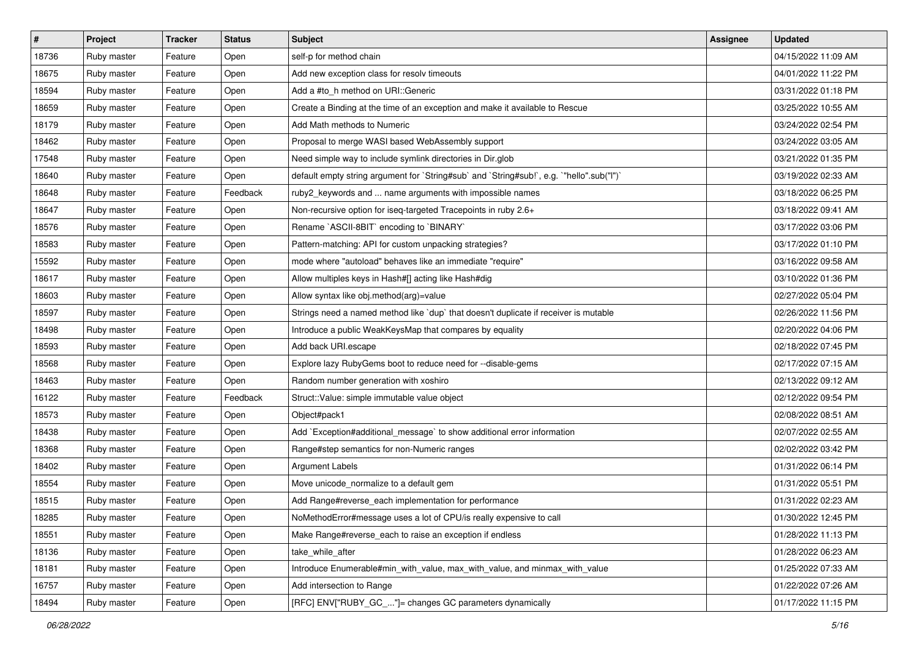| # | Project | Tracker | Status | Subject | Assignee | Updated |
|---|---|---|---|---|---|---|
| 18736 | Ruby master | Feature | Open | self-p for method chain | | 04/15/2022 11:09 AM |
| 18675 | Ruby master | Feature | Open | Add new exception class for resolv timeouts | | 04/01/2022 11:22 PM |
| 18594 | Ruby master | Feature | Open | Add a #to_h method on URI::Generic | | 03/31/2022 01:18 PM |
| 18659 | Ruby master | Feature | Open | Create a Binding at the time of an exception and make it available to Rescue | | 03/25/2022 10:55 AM |
| 18179 | Ruby master | Feature | Open | Add Math methods to Numeric | | 03/24/2022 02:54 PM |
| 18462 | Ruby master | Feature | Open | Proposal to merge WASI based WebAssembly support | | 03/24/2022 03:05 AM |
| 17548 | Ruby master | Feature | Open | Need simple way to include symlink directories in Dir.glob | | 03/21/2022 01:35 PM |
| 18640 | Ruby master | Feature | Open | default empty string argument for `String#sub` and `String#sub!`, e.g. `"hello".sub("l")` | | 03/19/2022 02:33 AM |
| 18648 | Ruby master | Feature | Feedback | ruby2_keywords and ... name arguments with impossible names | | 03/18/2022 06:25 PM |
| 18647 | Ruby master | Feature | Open | Non-recursive option for iseq-targeted Tracepoints in ruby 2.6+ | | 03/18/2022 09:41 AM |
| 18576 | Ruby master | Feature | Open | Rename `ASCII-8BIT` encoding to `BINARY` | | 03/17/2022 03:06 PM |
| 18583 | Ruby master | Feature | Open | Pattern-matching: API for custom unpacking strategies? | | 03/17/2022 01:10 PM |
| 15592 | Ruby master | Feature | Open | mode where "autoload" behaves like an immediate "require" | | 03/16/2022 09:58 AM |
| 18617 | Ruby master | Feature | Open | Allow multiples keys in Hash#[] acting like Hash#dig | | 03/10/2022 01:36 PM |
| 18603 | Ruby master | Feature | Open | Allow syntax like obj.method(arg)=value | | 02/27/2022 05:04 PM |
| 18597 | Ruby master | Feature | Open | Strings need a named method like `dup` that doesn't duplicate if receiver is mutable | | 02/26/2022 11:56 PM |
| 18498 | Ruby master | Feature | Open | Introduce a public WeakKeysMap that compares by equality | | 02/20/2022 04:06 PM |
| 18593 | Ruby master | Feature | Open | Add back URI.escape | | 02/18/2022 07:45 PM |
| 18568 | Ruby master | Feature | Open | Explore lazy RubyGems boot to reduce need for --disable-gems | | 02/17/2022 07:15 AM |
| 18463 | Ruby master | Feature | Open | Random number generation with xoshiro | | 02/13/2022 09:12 AM |
| 16122 | Ruby master | Feature | Feedback | Struct::Value: simple immutable value object | | 02/12/2022 09:54 PM |
| 18573 | Ruby master | Feature | Open | Object#pack1 | | 02/08/2022 08:51 AM |
| 18438 | Ruby master | Feature | Open | Add `Exception#additional_message` to show additional error information | | 02/07/2022 02:55 AM |
| 18368 | Ruby master | Feature | Open | Range#step semantics for non-Numeric ranges | | 02/02/2022 03:42 PM |
| 18402 | Ruby master | Feature | Open | Argument Labels | | 01/31/2022 06:14 PM |
| 18554 | Ruby master | Feature | Open | Move unicode_normalize to a default gem | | 01/31/2022 05:51 PM |
| 18515 | Ruby master | Feature | Open | Add Range#reverse_each implementation for performance | | 01/31/2022 02:23 AM |
| 18285 | Ruby master | Feature | Open | NoMethodError#message uses a lot of CPU/is really expensive to call | | 01/30/2022 12:45 PM |
| 18551 | Ruby master | Feature | Open | Make Range#reverse_each to raise an exception if endless | | 01/28/2022 11:13 PM |
| 18136 | Ruby master | Feature | Open | take_while_after | | 01/28/2022 06:23 AM |
| 18181 | Ruby master | Feature | Open | Introduce Enumerable#min_with_value, max_with_value, and minmax_with_value | | 01/25/2022 07:33 AM |
| 16757 | Ruby master | Feature | Open | Add intersection to Range | | 01/22/2022 07:26 AM |
| 18494 | Ruby master | Feature | Open | [RFC] ENV["RUBY_GC_..."]= changes GC parameters dynamically | | 01/17/2022 11:15 PM |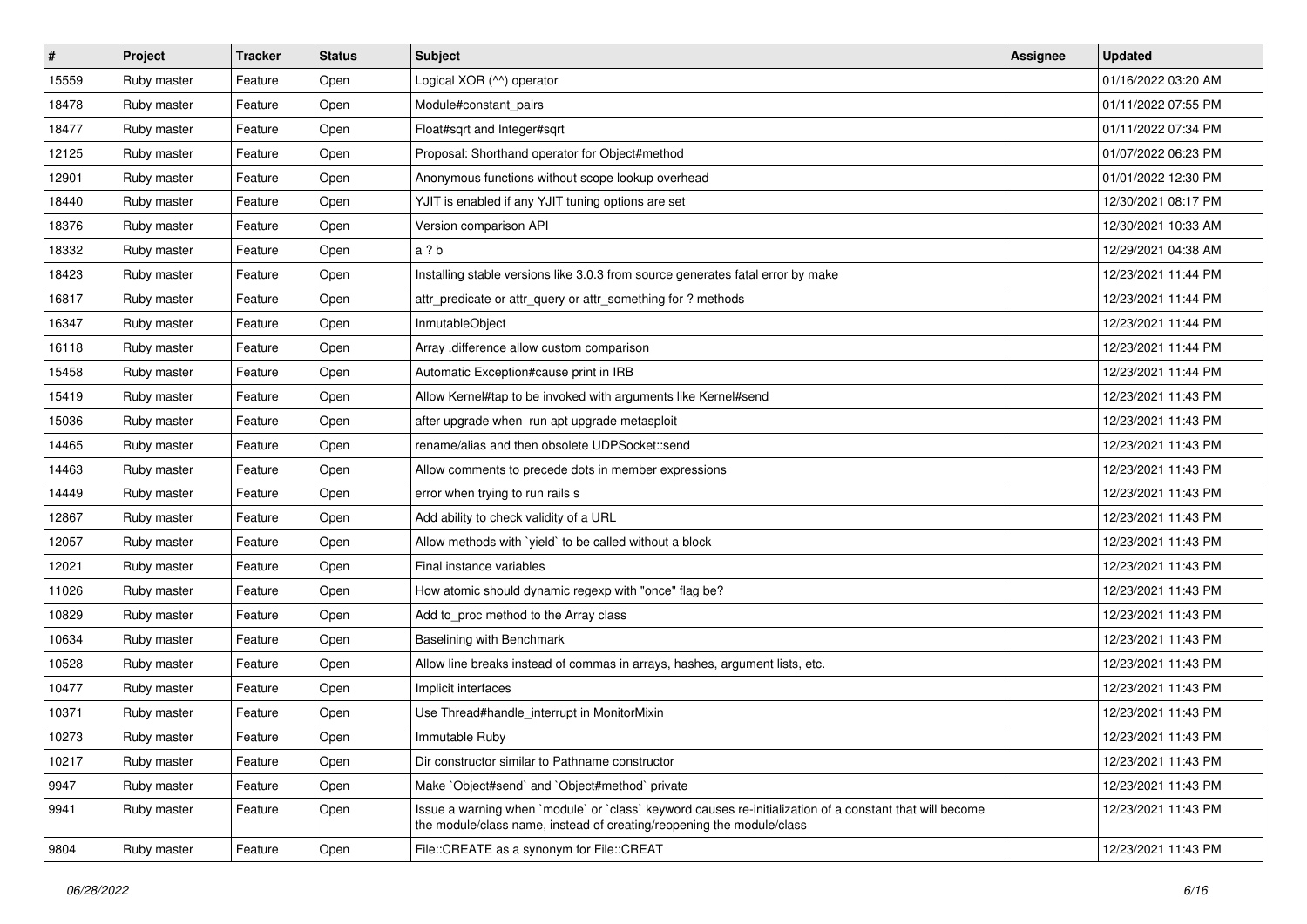| # | Project | Tracker | Status | Subject | Assignee | Updated |
|---|---|---|---|---|---|---|
| 15559 | Ruby master | Feature | Open | Logical XOR (^^) operator | | 01/16/2022 03:20 AM |
| 18478 | Ruby master | Feature | Open | Module#constant_pairs | | 01/11/2022 07:55 PM |
| 18477 | Ruby master | Feature | Open | Float#sqrt and Integer#sqrt | | 01/11/2022 07:34 PM |
| 12125 | Ruby master | Feature | Open | Proposal: Shorthand operator for Object#method | | 01/07/2022 06:23 PM |
| 12901 | Ruby master | Feature | Open | Anonymous functions without scope lookup overhead | | 01/01/2022 12:30 PM |
| 18440 | Ruby master | Feature | Open | YJIT is enabled if any YJIT tuning options are set | | 12/30/2021 08:17 PM |
| 18376 | Ruby master | Feature | Open | Version comparison API | | 12/30/2021 10:33 AM |
| 18332 | Ruby master | Feature | Open | a ? b | | 12/29/2021 04:38 AM |
| 18423 | Ruby master | Feature | Open | Installing stable versions like 3.0.3 from source generates fatal error by make | | 12/23/2021 11:44 PM |
| 16817 | Ruby master | Feature | Open | attr_predicate or attr_query or attr_something for ? methods | | 12/23/2021 11:44 PM |
| 16347 | Ruby master | Feature | Open | InmutableObject | | 12/23/2021 11:44 PM |
| 16118 | Ruby master | Feature | Open | Array .difference allow custom comparison | | 12/23/2021 11:44 PM |
| 15458 | Ruby master | Feature | Open | Automatic Exception#cause print in IRB | | 12/23/2021 11:44 PM |
| 15419 | Ruby master | Feature | Open | Allow Kernel#tap to be invoked with arguments like Kernel#send | | 12/23/2021 11:43 PM |
| 15036 | Ruby master | Feature | Open | after upgrade when run apt upgrade metasploit | | 12/23/2021 11:43 PM |
| 14465 | Ruby master | Feature | Open | rename/alias and then obsolete UDPSocket::send | | 12/23/2021 11:43 PM |
| 14463 | Ruby master | Feature | Open | Allow comments to precede dots in member expressions | | 12/23/2021 11:43 PM |
| 14449 | Ruby master | Feature | Open | error when trying to run rails s | | 12/23/2021 11:43 PM |
| 12867 | Ruby master | Feature | Open | Add ability to check validity of a URL | | 12/23/2021 11:43 PM |
| 12057 | Ruby master | Feature | Open | Allow methods with `yield` to be called without a block | | 12/23/2021 11:43 PM |
| 12021 | Ruby master | Feature | Open | Final instance variables | | 12/23/2021 11:43 PM |
| 11026 | Ruby master | Feature | Open | How atomic should dynamic regexp with "once" flag be? | | 12/23/2021 11:43 PM |
| 10829 | Ruby master | Feature | Open | Add to_proc method to the Array class | | 12/23/2021 11:43 PM |
| 10634 | Ruby master | Feature | Open | Baselining with Benchmark | | 12/23/2021 11:43 PM |
| 10528 | Ruby master | Feature | Open | Allow line breaks instead of commas in arrays, hashes, argument lists, etc. | | 12/23/2021 11:43 PM |
| 10477 | Ruby master | Feature | Open | Implicit interfaces | | 12/23/2021 11:43 PM |
| 10371 | Ruby master | Feature | Open | Use Thread#handle_interrupt in MonitorMixin | | 12/23/2021 11:43 PM |
| 10273 | Ruby master | Feature | Open | Immutable Ruby | | 12/23/2021 11:43 PM |
| 10217 | Ruby master | Feature | Open | Dir constructor similar to Pathname constructor | | 12/23/2021 11:43 PM |
| 9947 | Ruby master | Feature | Open | Make `Object#send` and `Object#method` private | | 12/23/2021 11:43 PM |
| 9941 | Ruby master | Feature | Open | Issue a warning when `module` or `class` keyword causes re-initialization of a constant that will become the module/class name, instead of creating/reopening the module/class | | 12/23/2021 11:43 PM |
| 9804 | Ruby master | Feature | Open | File::CREATE as a synonym for File::CREAT | | 12/23/2021 11:43 PM |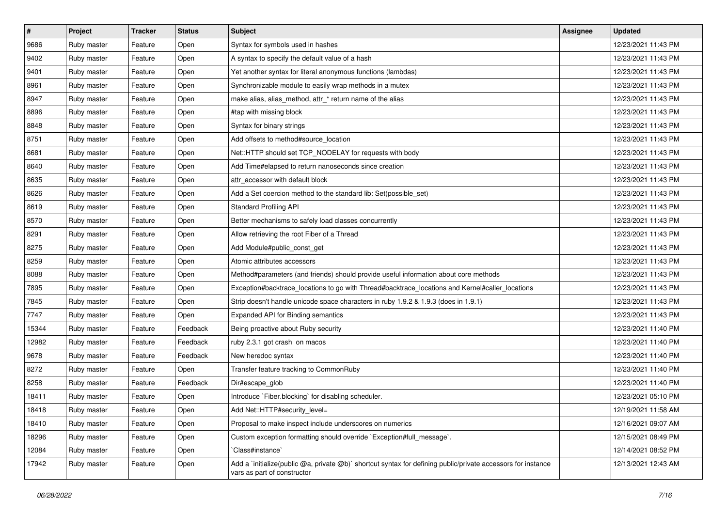| # | Project | Tracker | Status | Subject | Assignee | Updated |
|---|---|---|---|---|---|---|
| 9686 | Ruby master | Feature | Open | Syntax for symbols used in hashes | | 12/23/2021 11:43 PM |
| 9402 | Ruby master | Feature | Open | A syntax to specify the default value of a hash | | 12/23/2021 11:43 PM |
| 9401 | Ruby master | Feature | Open | Yet another syntax for literal anonymous functions (lambdas) | | 12/23/2021 11:43 PM |
| 8961 | Ruby master | Feature | Open | Synchronizable module to easily wrap methods in a mutex | | 12/23/2021 11:43 PM |
| 8947 | Ruby master | Feature | Open | make alias, alias_method, attr_* return name of the alias | | 12/23/2021 11:43 PM |
| 8896 | Ruby master | Feature | Open | #tap with missing block | | 12/23/2021 11:43 PM |
| 8848 | Ruby master | Feature | Open | Syntax for binary strings | | 12/23/2021 11:43 PM |
| 8751 | Ruby master | Feature | Open | Add offsets to method#source_location | | 12/23/2021 11:43 PM |
| 8681 | Ruby master | Feature | Open | Net::HTTP should set TCP_NODELAY for requests with body | | 12/23/2021 11:43 PM |
| 8640 | Ruby master | Feature | Open | Add Time#elapsed to return nanoseconds since creation | | 12/23/2021 11:43 PM |
| 8635 | Ruby master | Feature | Open | attr_accessor with default block | | 12/23/2021 11:43 PM |
| 8626 | Ruby master | Feature | Open | Add a Set coercion method to the standard lib: Set(possible_set) | | 12/23/2021 11:43 PM |
| 8619 | Ruby master | Feature | Open | Standard Profiling API | | 12/23/2021 11:43 PM |
| 8570 | Ruby master | Feature | Open | Better mechanisms to safely load classes concurrently | | 12/23/2021 11:43 PM |
| 8291 | Ruby master | Feature | Open | Allow retrieving the root Fiber of a Thread | | 12/23/2021 11:43 PM |
| 8275 | Ruby master | Feature | Open | Add Module#public_const_get | | 12/23/2021 11:43 PM |
| 8259 | Ruby master | Feature | Open | Atomic attributes accessors | | 12/23/2021 11:43 PM |
| 8088 | Ruby master | Feature | Open | Method#parameters (and friends) should provide useful information about core methods | | 12/23/2021 11:43 PM |
| 7895 | Ruby master | Feature | Open | Exception#backtrace_locations to go with Thread#backtrace_locations and Kernel#caller_locations | | 12/23/2021 11:43 PM |
| 7845 | Ruby master | Feature | Open | Strip doesn't handle unicode space characters in ruby 1.9.2 & 1.9.3 (does in 1.9.1) | | 12/23/2021 11:43 PM |
| 7747 | Ruby master | Feature | Open | Expanded API for Binding semantics | | 12/23/2021 11:43 PM |
| 15344 | Ruby master | Feature | Feedback | Being proactive about Ruby security | | 12/23/2021 11:40 PM |
| 12982 | Ruby master | Feature | Feedback | ruby 2.3.1 got crash on macos | | 12/23/2021 11:40 PM |
| 9678 | Ruby master | Feature | Feedback | New heredoc syntax | | 12/23/2021 11:40 PM |
| 8272 | Ruby master | Feature | Open | Transfer feature tracking to CommonRuby | | 12/23/2021 11:40 PM |
| 8258 | Ruby master | Feature | Feedback | Dir#escape_glob | | 12/23/2021 11:40 PM |
| 18411 | Ruby master | Feature | Open | Introduce `Fiber.blocking` for disabling scheduler. | | 12/23/2021 05:10 PM |
| 18418 | Ruby master | Feature | Open | Add Net::HTTP#security_level= | | 12/19/2021 11:58 AM |
| 18410 | Ruby master | Feature | Open | Proposal to make inspect include underscores on numerics | | 12/16/2021 09:07 AM |
| 18296 | Ruby master | Feature | Open | Custom exception formatting should override `Exception#full_message`. | | 12/15/2021 08:49 PM |
| 12084 | Ruby master | Feature | Open | `Class#instance` | | 12/14/2021 08:52 PM |
| 17942 | Ruby master | Feature | Open | Add a `initialize(public @a, private @b)` shortcut syntax for defining public/private accessors for instance vars as part of constructor | | 12/13/2021 12:43 AM |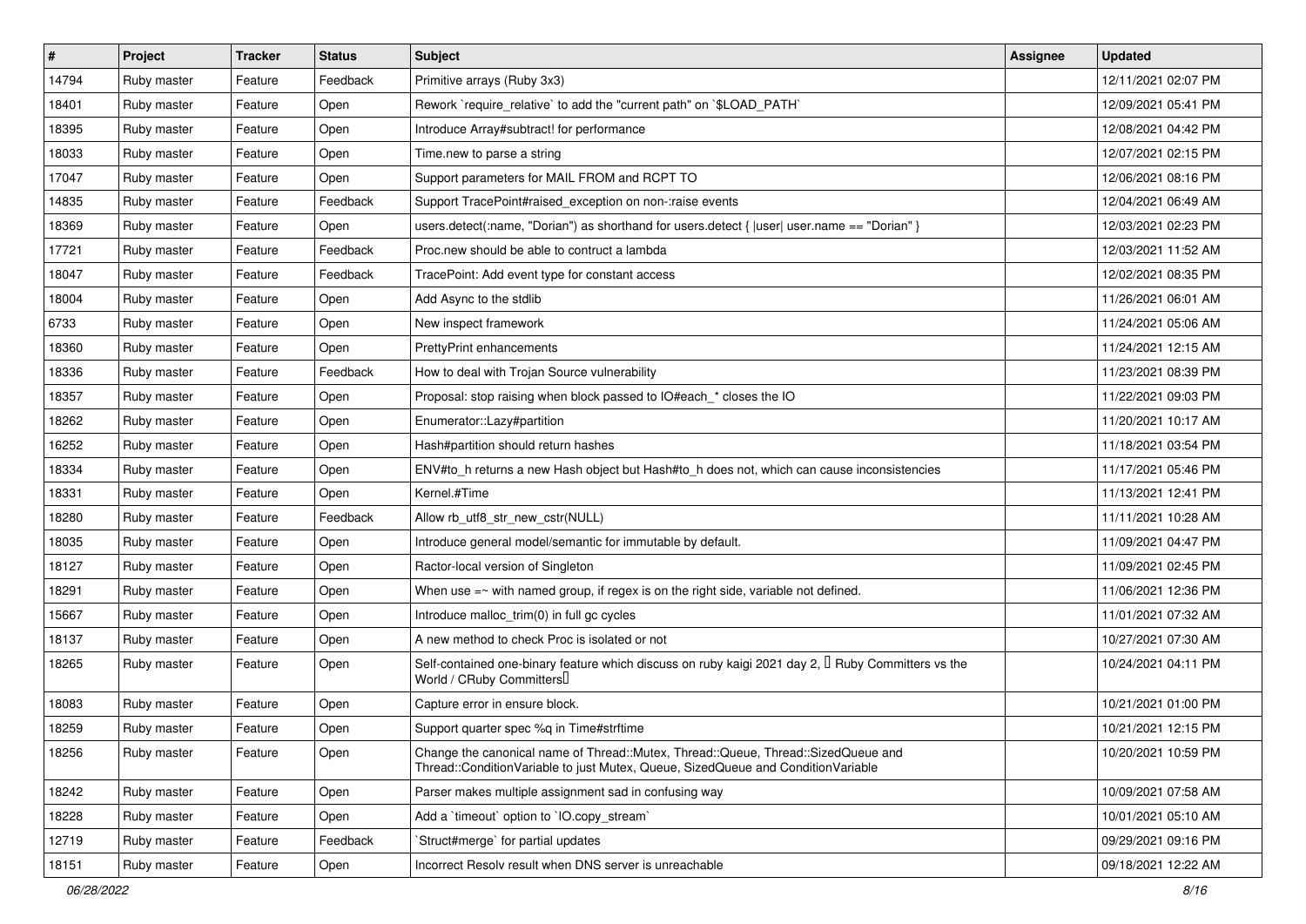| # | Project | Tracker | Status | Subject | Assignee | Updated |
|---|---|---|---|---|---|---|
| 14794 | Ruby master | Feature | Feedback | Primitive arrays (Ruby 3x3) | | 12/11/2021 02:07 PM |
| 18401 | Ruby master | Feature | Open | Rework `require_relative` to add the "current path" on `$LOAD_PATH` | | 12/09/2021 05:41 PM |
| 18395 | Ruby master | Feature | Open | Introduce Array#subtract! for performance | | 12/08/2021 04:42 PM |
| 18033 | Ruby master | Feature | Open | Time.new to parse a string | | 12/07/2021 02:15 PM |
| 17047 | Ruby master | Feature | Open | Support parameters for MAIL FROM and RCPT TO | | 12/06/2021 08:16 PM |
| 14835 | Ruby master | Feature | Feedback | Support TracePoint#raised_exception on non-:raise events | | 12/04/2021 06:49 AM |
| 18369 | Ruby master | Feature | Open | users.detect(:name, "Dorian") as shorthand for users.detect { \|user\| user.name == "Dorian" } | | 12/03/2021 02:23 PM |
| 17721 | Ruby master | Feature | Feedback | Proc.new should be able to contruct a lambda | | 12/03/2021 11:52 AM |
| 18047 | Ruby master | Feature | Feedback | TracePoint: Add event type for constant access | | 12/02/2021 08:35 PM |
| 18004 | Ruby master | Feature | Open | Add Async to the stdlib | | 11/26/2021 06:01 AM |
| 6733 | Ruby master | Feature | Open | New inspect framework | | 11/24/2021 05:06 AM |
| 18360 | Ruby master | Feature | Open | PrettyPrint enhancements | | 11/24/2021 12:15 AM |
| 18336 | Ruby master | Feature | Feedback | How to deal with Trojan Source vulnerability | | 11/23/2021 08:39 PM |
| 18357 | Ruby master | Feature | Open | Proposal: stop raising when block passed to IO#each_* closes the IO | | 11/22/2021 09:03 PM |
| 18262 | Ruby master | Feature | Open | Enumerator::Lazy#partition | | 11/20/2021 10:17 AM |
| 16252 | Ruby master | Feature | Open | Hash#partition should return hashes | | 11/18/2021 03:54 PM |
| 18334 | Ruby master | Feature | Open | ENV#to_h returns a new Hash object but Hash#to_h does not, which can cause inconsistencies | | 11/17/2021 05:46 PM |
| 18331 | Ruby master | Feature | Open | Kernel.#Time | | 11/13/2021 12:41 PM |
| 18280 | Ruby master | Feature | Feedback | Allow rb_utf8_str_new_cstr(NULL) | | 11/11/2021 10:28 AM |
| 18035 | Ruby master | Feature | Open | Introduce general model/semantic for immutable by default. | | 11/09/2021 04:47 PM |
| 18127 | Ruby master | Feature | Open | Ractor-local version of Singleton | | 11/09/2021 02:45 PM |
| 18291 | Ruby master | Feature | Open | When use =~ with named group, if regex is on the right side, variable not defined. | | 11/06/2021 12:36 PM |
| 15667 | Ruby master | Feature | Open | Introduce malloc_trim(0) in full gc cycles | | 11/01/2021 07:32 AM |
| 18137 | Ruby master | Feature | Open | A new method to check Proc is isolated or not | | 10/27/2021 07:30 AM |
| 18265 | Ruby master | Feature | Open | Self-contained one-binary feature which discuss on ruby kaigi 2021 day 2, 「Ruby Committers vs the World / CRuby Committers」 | | 10/24/2021 04:11 PM |
| 18083 | Ruby master | Feature | Open | Capture error in ensure block. | | 10/21/2021 01:00 PM |
| 18259 | Ruby master | Feature | Open | Support quarter spec %q in Time#strftime | | 10/21/2021 12:15 PM |
| 18256 | Ruby master | Feature | Open | Change the canonical name of Thread::Mutex, Thread::Queue, Thread::SizedQueue and Thread::ConditionVariable to just Mutex, Queue, SizedQueue and ConditionVariable | | 10/20/2021 10:59 PM |
| 18242 | Ruby master | Feature | Open | Parser makes multiple assignment sad in confusing way | | 10/09/2021 07:58 AM |
| 18228 | Ruby master | Feature | Open | Add a `timeout` option to `IO.copy_stream` | | 10/01/2021 05:10 AM |
| 12719 | Ruby master | Feature | Feedback | `Struct#merge` for partial updates | | 09/29/2021 09:16 PM |
| 18151 | Ruby master | Feature | Open | Incorrect Resolv result when DNS server is unreachable | | 09/18/2021 12:22 AM |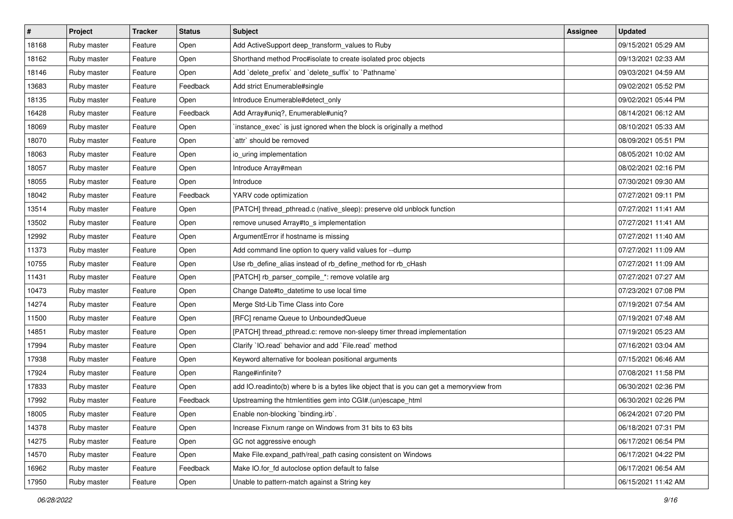| # | Project | Tracker | Status | Subject | Assignee | Updated |
|---|---|---|---|---|---|---|
| 18168 | Ruby master | Feature | Open | Add ActiveSupport deep_transform_values to Ruby | | 09/15/2021 05:29 AM |
| 18162 | Ruby master | Feature | Open | Shorthand method Proc#isolate to create isolated proc objects | | 09/13/2021 02:33 AM |
| 18146 | Ruby master | Feature | Open | Add `delete_prefix` and `delete_suffix` to `Pathname` | | 09/03/2021 04:59 AM |
| 13683 | Ruby master | Feature | Feedback | Add strict Enumerable#single | | 09/02/2021 05:52 PM |
| 18135 | Ruby master | Feature | Open | Introduce Enumerable#detect_only | | 09/02/2021 05:44 PM |
| 16428 | Ruby master | Feature | Feedback | Add Array#uniq?, Enumerable#uniq? | | 08/14/2021 06:12 AM |
| 18069 | Ruby master | Feature | Open | `instance_exec` is just ignored when the block is originally a method | | 08/10/2021 05:33 AM |
| 18070 | Ruby master | Feature | Open | `attr` should be removed | | 08/09/2021 05:51 PM |
| 18063 | Ruby master | Feature | Open | io_uring implementation | | 08/05/2021 10:02 AM |
| 18057 | Ruby master | Feature | Open | Introduce Array#mean | | 08/02/2021 02:16 PM |
| 18055 | Ruby master | Feature | Open | Introduce | | 07/30/2021 09:30 AM |
| 18042 | Ruby master | Feature | Feedback | YARV code optimization | | 07/27/2021 09:11 PM |
| 13514 | Ruby master | Feature | Open | [PATCH] thread_pthread.c (native_sleep): preserve old unblock function | | 07/27/2021 11:41 AM |
| 13502 | Ruby master | Feature | Open | remove unused Array#to_s implementation | | 07/27/2021 11:41 AM |
| 12992 | Ruby master | Feature | Open | ArgumentError if hostname is missing | | 07/27/2021 11:40 AM |
| 11373 | Ruby master | Feature | Open | Add command line option to query valid values for --dump | | 07/27/2021 11:09 AM |
| 10755 | Ruby master | Feature | Open | Use rb_define_alias instead of rb_define_method for rb_cHash | | 07/27/2021 11:09 AM |
| 11431 | Ruby master | Feature | Open | [PATCH] rb_parser_compile_*: remove volatile arg | | 07/27/2021 07:27 AM |
| 10473 | Ruby master | Feature | Open | Change Date#to_datetime to use local time | | 07/23/2021 07:08 PM |
| 14274 | Ruby master | Feature | Open | Merge Std-Lib Time Class into Core | | 07/19/2021 07:54 AM |
| 11500 | Ruby master | Feature | Open | [RFC] rename Queue to UnboundedQueue | | 07/19/2021 07:48 AM |
| 14851 | Ruby master | Feature | Open | [PATCH] thread_pthread.c: remove non-sleepy timer thread implementation | | 07/19/2021 05:23 AM |
| 17994 | Ruby master | Feature | Open | Clarify `IO.read` behavior and add `File.read` method | | 07/16/2021 03:04 AM |
| 17938 | Ruby master | Feature | Open | Keyword alternative for boolean positional arguments | | 07/15/2021 06:46 AM |
| 17924 | Ruby master | Feature | Open | Range#infinite? | | 07/08/2021 11:58 PM |
| 17833 | Ruby master | Feature | Open | add IO.readinto(b) where b is a bytes like object that is you can get a memoryview from | | 06/30/2021 02:36 PM |
| 17992 | Ruby master | Feature | Feedback | Upstreaming the htmlentities gem into CGI#.(un)escape_html | | 06/30/2021 02:26 PM |
| 18005 | Ruby master | Feature | Open | Enable non-blocking `binding.irb`. | | 06/24/2021 07:20 PM |
| 14378 | Ruby master | Feature | Open | Increase Fixnum range on Windows from 31 bits to 63 bits | | 06/18/2021 07:31 PM |
| 14275 | Ruby master | Feature | Open | GC not aggressive enough | | 06/17/2021 06:54 PM |
| 14570 | Ruby master | Feature | Open | Make File.expand_path/real_path casing consistent on Windows | | 06/17/2021 04:22 PM |
| 16962 | Ruby master | Feature | Feedback | Make IO.for_fd autoclose option default to false | | 06/17/2021 06:54 AM |
| 17950 | Ruby master | Feature | Open | Unable to pattern-match against a String key | | 06/15/2021 11:42 AM |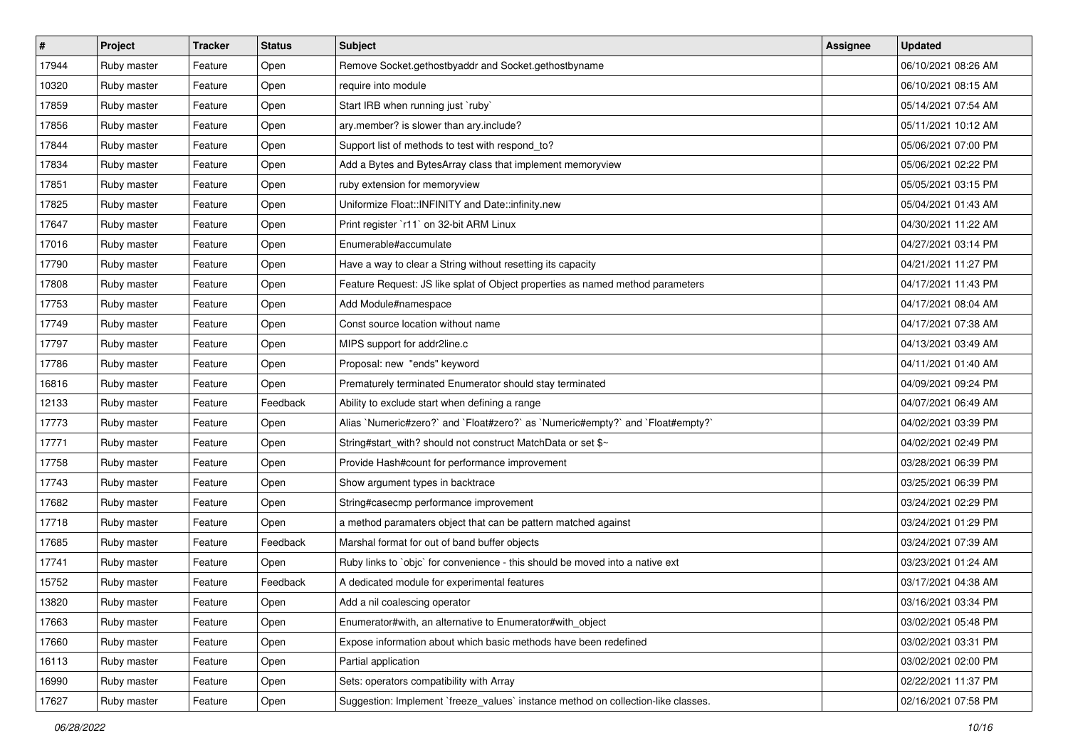| # | Project | Tracker | Status | Subject | Assignee | Updated |
|---|---|---|---|---|---|---|
| 17944 | Ruby master | Feature | Open | Remove Socket.gethostbyaddr and Socket.gethostbyname | | 06/10/2021 08:26 AM |
| 10320 | Ruby master | Feature | Open | require into module | | 06/10/2021 08:15 AM |
| 17859 | Ruby master | Feature | Open | Start IRB when running just `ruby` | | 05/14/2021 07:54 AM |
| 17856 | Ruby master | Feature | Open | ary.member? is slower than ary.include? | | 05/11/2021 10:12 AM |
| 17844 | Ruby master | Feature | Open | Support list of methods to test with respond_to? | | 05/06/2021 07:00 PM |
| 17834 | Ruby master | Feature | Open | Add a Bytes and BytesArray class that implement memoryview | | 05/06/2021 02:22 PM |
| 17851 | Ruby master | Feature | Open | ruby extension for memoryview | | 05/05/2021 03:15 PM |
| 17825 | Ruby master | Feature | Open | Uniformize Float::INFINITY and Date::infinity.new | | 05/04/2021 01:43 AM |
| 17647 | Ruby master | Feature | Open | Print register `r11` on 32-bit ARM Linux | | 04/30/2021 11:22 AM |
| 17016 | Ruby master | Feature | Open | Enumerable#accumulate | | 04/27/2021 03:14 PM |
| 17790 | Ruby master | Feature | Open | Have a way to clear a String without resetting its capacity | | 04/21/2021 11:27 PM |
| 17808 | Ruby master | Feature | Open | Feature Request: JS like splat of Object properties as named method parameters | | 04/17/2021 11:43 PM |
| 17753 | Ruby master | Feature | Open | Add Module#namespace | | 04/17/2021 08:04 AM |
| 17749 | Ruby master | Feature | Open | Const source location without name | | 04/17/2021 07:38 AM |
| 17797 | Ruby master | Feature | Open | MIPS support for addr2line.c | | 04/13/2021 03:49 AM |
| 17786 | Ruby master | Feature | Open | Proposal: new  "ends" keyword | | 04/11/2021 01:40 AM |
| 16816 | Ruby master | Feature | Open | Prematurely terminated Enumerator should stay terminated | | 04/09/2021 09:24 PM |
| 12133 | Ruby master | Feature | Feedback | Ability to exclude start when defining a range | | 04/07/2021 06:49 AM |
| 17773 | Ruby master | Feature | Open | Alias `Numeric#zero?` and `Float#zero?` as `Numeric#empty?` and `Float#empty?` | | 04/02/2021 03:39 PM |
| 17771 | Ruby master | Feature | Open | String#start_with? should not construct MatchData or set $~ | | 04/02/2021 02:49 PM |
| 17758 | Ruby master | Feature | Open | Provide Hash#count for performance improvement | | 03/28/2021 06:39 PM |
| 17743 | Ruby master | Feature | Open | Show argument types in backtrace | | 03/25/2021 06:39 PM |
| 17682 | Ruby master | Feature | Open | String#casecmp performance improvement | | 03/24/2021 02:29 PM |
| 17718 | Ruby master | Feature | Open | a method paramaters object that can be pattern matched against | | 03/24/2021 01:29 PM |
| 17685 | Ruby master | Feature | Feedback | Marshal format for out of band buffer objects | | 03/24/2021 07:39 AM |
| 17741 | Ruby master | Feature | Open | Ruby links to `objc` for convenience - this should be moved into a native ext | | 03/23/2021 01:24 AM |
| 15752 | Ruby master | Feature | Feedback | A dedicated module for experimental features | | 03/17/2021 04:38 AM |
| 13820 | Ruby master | Feature | Open | Add a nil coalescing operator | | 03/16/2021 03:34 PM |
| 17663 | Ruby master | Feature | Open | Enumerator#with, an alternative to Enumerator#with_object | | 03/02/2021 05:48 PM |
| 17660 | Ruby master | Feature | Open | Expose information about which basic methods have been redefined | | 03/02/2021 03:31 PM |
| 16113 | Ruby master | Feature | Open | Partial application | | 03/02/2021 02:00 PM |
| 16990 | Ruby master | Feature | Open | Sets: operators compatibility with Array | | 02/22/2021 11:37 PM |
| 17627 | Ruby master | Feature | Open | Suggestion: Implement `freeze_values` instance method on collection-like classes. | | 02/16/2021 07:58 PM |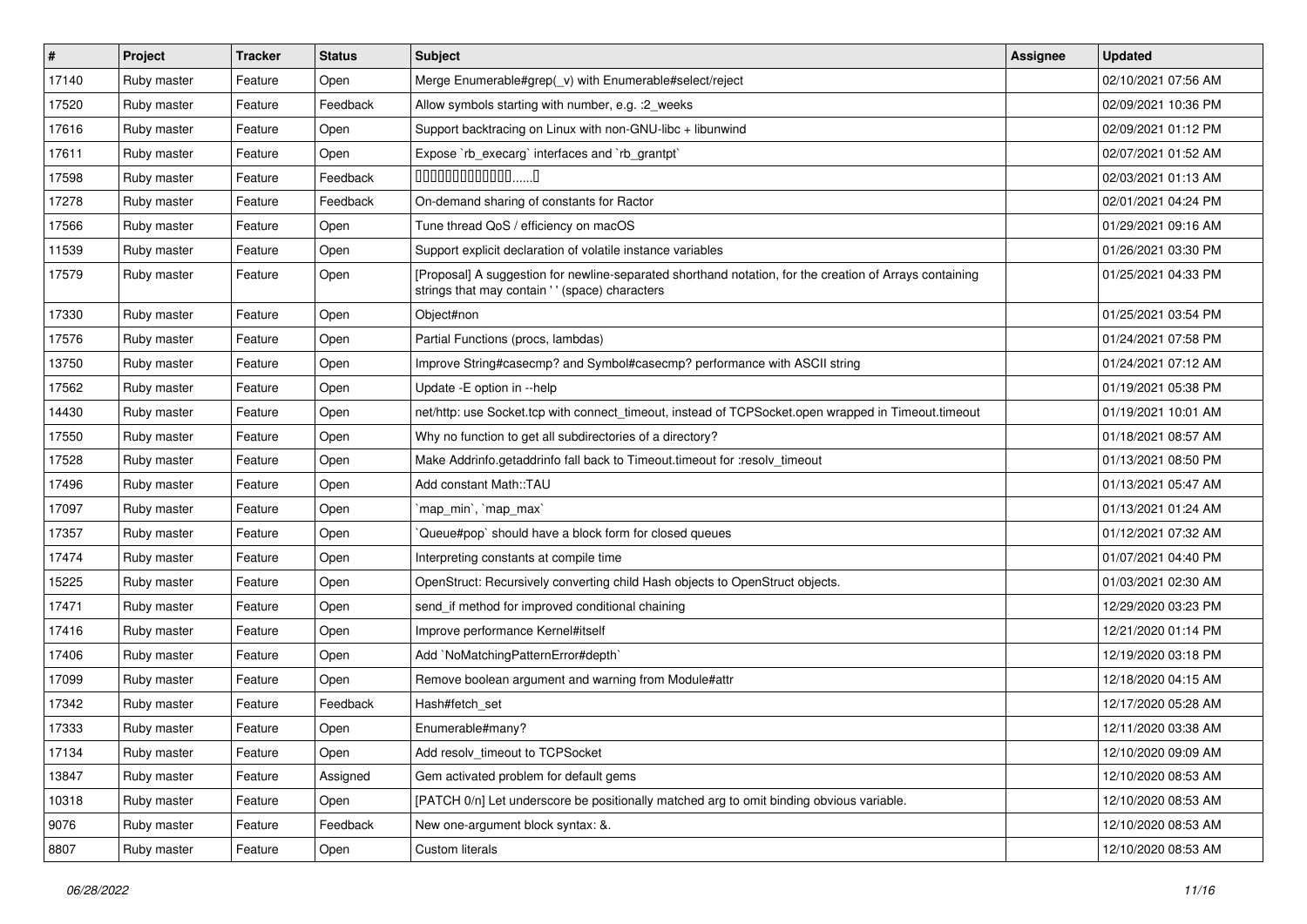| # | Project | Tracker | Status | Subject | Assignee | Updated |
|---|---|---|---|---|---|---|
| 17140 | Ruby master | Feature | Open | Merge Enumerable#grep(_v) with Enumerable#select/reject | | 02/10/2021 07:56 AM |
| 17520 | Ruby master | Feature | Feedback | Allow symbols starting with number, e.g. :2_weeks | | 02/09/2021 10:36 PM |
| 17616 | Ruby master | Feature | Open | Support backtracing on Linux with non-GNU-libc + libunwind | | 02/09/2021 01:12 PM |
| 17611 | Ruby master | Feature | Open | Expose `rb_execarg` interfaces and `rb_grantpt` | | 02/07/2021 01:52 AM |
| 17598 | Ruby master | Feature | Feedback | 0000000000000......0 | | 02/03/2021 01:13 AM |
| 17278 | Ruby master | Feature | Feedback | On-demand sharing of constants for Ractor | | 02/01/2021 04:24 PM |
| 17566 | Ruby master | Feature | Open | Tune thread QoS / efficiency on macOS | | 01/29/2021 09:16 AM |
| 11539 | Ruby master | Feature | Open | Support explicit declaration of volatile instance variables | | 01/26/2021 03:30 PM |
| 17579 | Ruby master | Feature | Open | [Proposal] A suggestion for newline-separated shorthand notation, for the creation of Arrays containing strings that may contain ' ' (space) characters | | 01/25/2021 04:33 PM |
| 17330 | Ruby master | Feature | Open | Object#non | | 01/25/2021 03:54 PM |
| 17576 | Ruby master | Feature | Open | Partial Functions (procs, lambdas) | | 01/24/2021 07:58 PM |
| 13750 | Ruby master | Feature | Open | Improve String#casecmp? and Symbol#casecmp? performance with ASCII string | | 01/24/2021 07:12 AM |
| 17562 | Ruby master | Feature | Open | Update -E option in --help | | 01/19/2021 05:38 PM |
| 14430 | Ruby master | Feature | Open | net/http: use Socket.tcp with connect_timeout, instead of TCPSocket.open wrapped in Timeout.timeout | | 01/19/2021 10:01 AM |
| 17550 | Ruby master | Feature | Open | Why no function to get all subdirectories of a directory? | | 01/18/2021 08:57 AM |
| 17528 | Ruby master | Feature | Open | Make Addrinfo.getaddrinfo fall back to Timeout.timeout for :resolv_timeout | | 01/13/2021 08:50 PM |
| 17496 | Ruby master | Feature | Open | Add constant Math::TAU | | 01/13/2021 05:47 AM |
| 17097 | Ruby master | Feature | Open | `map_min`, `map_max` | | 01/13/2021 01:24 AM |
| 17357 | Ruby master | Feature | Open | `Queue#pop` should have a block form for closed queues | | 01/12/2021 07:32 AM |
| 17474 | Ruby master | Feature | Open | Interpreting constants at compile time | | 01/07/2021 04:40 PM |
| 15225 | Ruby master | Feature | Open | OpenStruct: Recursively converting child Hash objects to OpenStruct objects. | | 01/03/2021 02:30 AM |
| 17471 | Ruby master | Feature | Open | send_if method for improved conditional chaining | | 12/29/2020 03:23 PM |
| 17416 | Ruby master | Feature | Open | Improve performance Kernel#itself | | 12/21/2020 01:14 PM |
| 17406 | Ruby master | Feature | Open | Add `NoMatchingPatternError#depth` | | 12/19/2020 03:18 PM |
| 17099 | Ruby master | Feature | Open | Remove boolean argument and warning from Module#attr | | 12/18/2020 04:15 AM |
| 17342 | Ruby master | Feature | Feedback | Hash#fetch_set | | 12/17/2020 05:28 AM |
| 17333 | Ruby master | Feature | Open | Enumerable#many? | | 12/11/2020 03:38 AM |
| 17134 | Ruby master | Feature | Open | Add resolv_timeout to TCPSocket | | 12/10/2020 09:09 AM |
| 13847 | Ruby master | Feature | Assigned | Gem activated problem for default gems | | 12/10/2020 08:53 AM |
| 10318 | Ruby master | Feature | Open | [PATCH 0/n] Let underscore be positionally matched arg to omit binding obvious variable. | | 12/10/2020 08:53 AM |
| 9076 | Ruby master | Feature | Feedback | New one-argument block syntax: &. | | 12/10/2020 08:53 AM |
| 8807 | Ruby master | Feature | Open | Custom literals | | 12/10/2020 08:53 AM |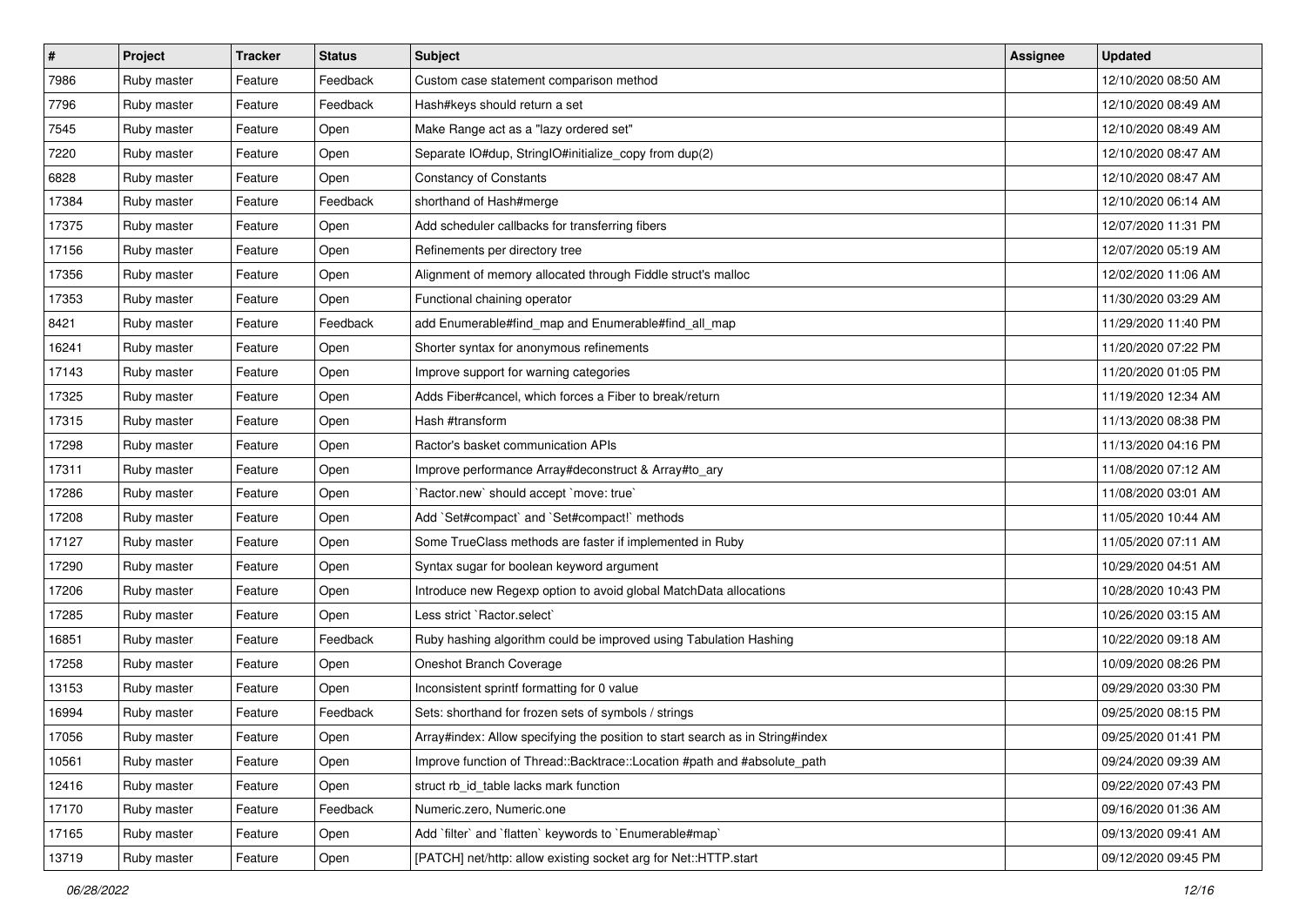| # | Project | Tracker | Status | Subject | Assignee | Updated |
|---|---|---|---|---|---|---|
| 7986 | Ruby master | Feature | Feedback | Custom case statement comparison method | | 12/10/2020 08:50 AM |
| 7796 | Ruby master | Feature | Feedback | Hash#keys should return a set | | 12/10/2020 08:49 AM |
| 7545 | Ruby master | Feature | Open | Make Range act as a "lazy ordered set" | | 12/10/2020 08:49 AM |
| 7220 | Ruby master | Feature | Open | Separate IO#dup, StringIO#initialize_copy from dup(2) | | 12/10/2020 08:47 AM |
| 6828 | Ruby master | Feature | Open | Constancy of Constants | | 12/10/2020 08:47 AM |
| 17384 | Ruby master | Feature | Feedback | shorthand of Hash#merge | | 12/10/2020 06:14 AM |
| 17375 | Ruby master | Feature | Open | Add scheduler callbacks for transferring fibers | | 12/07/2020 11:31 PM |
| 17156 | Ruby master | Feature | Open | Refinements per directory tree | | 12/07/2020 05:19 AM |
| 17356 | Ruby master | Feature | Open | Alignment of memory allocated through Fiddle struct's malloc | | 12/02/2020 11:06 AM |
| 17353 | Ruby master | Feature | Open | Functional chaining operator | | 11/30/2020 03:29 AM |
| 8421 | Ruby master | Feature | Feedback | add Enumerable#find_map and Enumerable#find_all_map | | 11/29/2020 11:40 PM |
| 16241 | Ruby master | Feature | Open | Shorter syntax for anonymous refinements | | 11/20/2020 07:22 PM |
| 17143 | Ruby master | Feature | Open | Improve support for warning categories | | 11/20/2020 01:05 PM |
| 17325 | Ruby master | Feature | Open | Adds Fiber#cancel, which forces a Fiber to break/return | | 11/19/2020 12:34 AM |
| 17315 | Ruby master | Feature | Open | Hash #transform | | 11/13/2020 08:38 PM |
| 17298 | Ruby master | Feature | Open | Ractor's basket communication APIs | | 11/13/2020 04:16 PM |
| 17311 | Ruby master | Feature | Open | Improve performance Array#deconstruct & Array#to_ary | | 11/08/2020 07:12 AM |
| 17286 | Ruby master | Feature | Open | `Ractor.new` should accept `move: true` | | 11/08/2020 03:01 AM |
| 17208 | Ruby master | Feature | Open | Add `Set#compact` and `Set#compact!` methods | | 11/05/2020 10:44 AM |
| 17127 | Ruby master | Feature | Open | Some TrueClass methods are faster if implemented in Ruby | | 11/05/2020 07:11 AM |
| 17290 | Ruby master | Feature | Open | Syntax sugar for boolean keyword argument | | 10/29/2020 04:51 AM |
| 17206 | Ruby master | Feature | Open | Introduce new Regexp option to avoid global MatchData allocations | | 10/28/2020 10:43 PM |
| 17285 | Ruby master | Feature | Open | Less strict `Ractor.select` | | 10/26/2020 03:15 AM |
| 16851 | Ruby master | Feature | Feedback | Ruby hashing algorithm could be improved using Tabulation Hashing | | 10/22/2020 09:18 AM |
| 17258 | Ruby master | Feature | Open | Oneshot Branch Coverage | | 10/09/2020 08:26 PM |
| 13153 | Ruby master | Feature | Open | Inconsistent sprintf formatting for 0 value | | 09/29/2020 03:30 PM |
| 16994 | Ruby master | Feature | Feedback | Sets: shorthand for frozen sets of symbols / strings | | 09/25/2020 08:15 PM |
| 17056 | Ruby master | Feature | Open | Array#index: Allow specifying the position to start search as in String#index | | 09/25/2020 01:41 PM |
| 10561 | Ruby master | Feature | Open | Improve function of Thread::Backtrace::Location #path and #absolute_path | | 09/24/2020 09:39 AM |
| 12416 | Ruby master | Feature | Open | struct rb_id_table lacks mark function | | 09/22/2020 07:43 PM |
| 17170 | Ruby master | Feature | Feedback | Numeric.zero, Numeric.one | | 09/16/2020 01:36 AM |
| 17165 | Ruby master | Feature | Open | Add `filter` and `flatten` keywords to `Enumerable#map` | | 09/13/2020 09:41 AM |
| 13719 | Ruby master | Feature | Open | [PATCH] net/http: allow existing socket arg for Net::HTTP.start | | 09/12/2020 09:45 PM |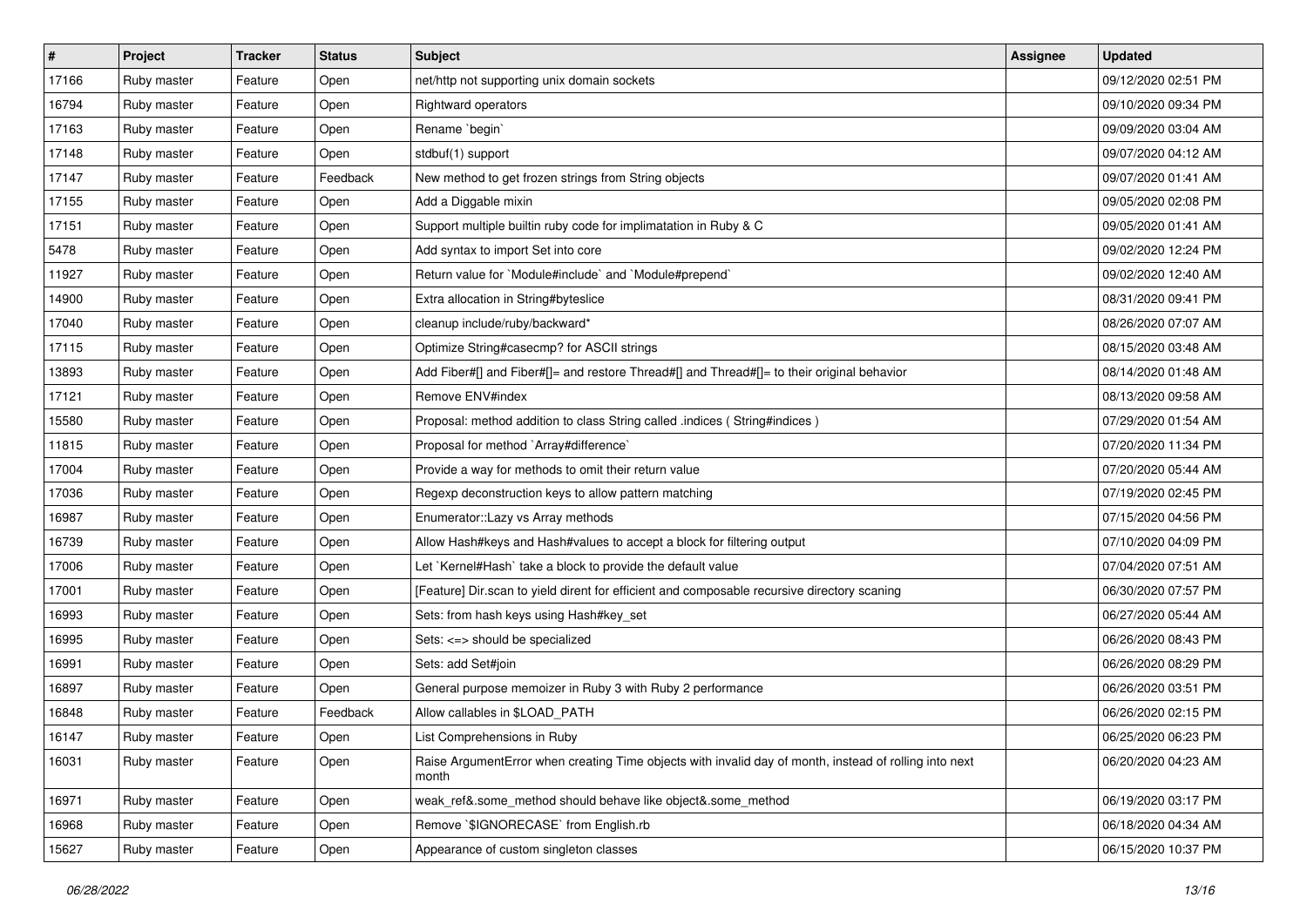| # | Project | Tracker | Status | Subject | Assignee | Updated |
|---|---|---|---|---|---|---|
| 17166 | Ruby master | Feature | Open | net/http not supporting unix domain sockets | | 09/12/2020 02:51 PM |
| 16794 | Ruby master | Feature | Open | Rightward operators | | 09/10/2020 09:34 PM |
| 17163 | Ruby master | Feature | Open | Rename `begin` | | 09/09/2020 03:04 AM |
| 17148 | Ruby master | Feature | Open | stdbuf(1) support | | 09/07/2020 04:12 AM |
| 17147 | Ruby master | Feature | Feedback | New method to get frozen strings from String objects | | 09/07/2020 01:41 AM |
| 17155 | Ruby master | Feature | Open | Add a Diggable mixin | | 09/05/2020 02:08 PM |
| 17151 | Ruby master | Feature | Open | Support multiple builtin ruby code for implimatation in Ruby & C | | 09/05/2020 01:41 AM |
| 5478 | Ruby master | Feature | Open | Add syntax to import Set into core | | 09/02/2020 12:24 PM |
| 11927 | Ruby master | Feature | Open | Return value for `Module#include` and `Module#prepend` | | 09/02/2020 12:40 AM |
| 14900 | Ruby master | Feature | Open | Extra allocation in String#byteslice | | 08/31/2020 09:41 PM |
| 17040 | Ruby master | Feature | Open | cleanup include/ruby/backward* | | 08/26/2020 07:07 AM |
| 17115 | Ruby master | Feature | Open | Optimize String#casecmp? for ASCII strings | | 08/15/2020 03:48 AM |
| 13893 | Ruby master | Feature | Open | Add Fiber#[] and Fiber#[]= and restore Thread#[] and Thread#[]= to their original behavior | | 08/14/2020 01:48 AM |
| 17121 | Ruby master | Feature | Open | Remove ENV#index | | 08/13/2020 09:58 AM |
| 15580 | Ruby master | Feature | Open | Proposal: method addition to class String called .indices ( String#indices ) | | 07/29/2020 01:54 AM |
| 11815 | Ruby master | Feature | Open | Proposal for method `Array#difference` | | 07/20/2020 11:34 PM |
| 17004 | Ruby master | Feature | Open | Provide a way for methods to omit their return value | | 07/20/2020 05:44 AM |
| 17036 | Ruby master | Feature | Open | Regexp deconstruction keys to allow pattern matching | | 07/19/2020 02:45 PM |
| 16987 | Ruby master | Feature | Open | Enumerator::Lazy vs Array methods | | 07/15/2020 04:56 PM |
| 16739 | Ruby master | Feature | Open | Allow Hash#keys and Hash#values to accept a block for filtering output | | 07/10/2020 04:09 PM |
| 17006 | Ruby master | Feature | Open | Let `Kernel#Hash` take a block to provide the default value | | 07/04/2020 07:51 AM |
| 17001 | Ruby master | Feature | Open | [Feature] Dir.scan to yield dirent for efficient and composable recursive directory scaning | | 06/30/2020 07:57 PM |
| 16993 | Ruby master | Feature | Open | Sets: from hash keys using Hash#key_set | | 06/27/2020 05:44 AM |
| 16995 | Ruby master | Feature | Open | Sets: <=> should be specialized | | 06/26/2020 08:43 PM |
| 16991 | Ruby master | Feature | Open | Sets: add Set#join | | 06/26/2020 08:29 PM |
| 16897 | Ruby master | Feature | Open | General purpose memoizer in Ruby 3 with Ruby 2 performance | | 06/26/2020 03:51 PM |
| 16848 | Ruby master | Feature | Feedback | Allow callables in $LOAD_PATH | | 06/26/2020 02:15 PM |
| 16147 | Ruby master | Feature | Open | List Comprehensions in Ruby | | 06/25/2020 06:23 PM |
| 16031 | Ruby master | Feature | Open | Raise ArgumentError when creating Time objects with invalid day of month, instead of rolling into next month | | 06/20/2020 04:23 AM |
| 16971 | Ruby master | Feature | Open | weak_ref&.some_method should behave like object&.some_method | | 06/19/2020 03:17 PM |
| 16968 | Ruby master | Feature | Open | Remove `$IGNORECASE` from English.rb | | 06/18/2020 04:34 AM |
| 15627 | Ruby master | Feature | Open | Appearance of custom singleton classes | | 06/15/2020 10:37 PM |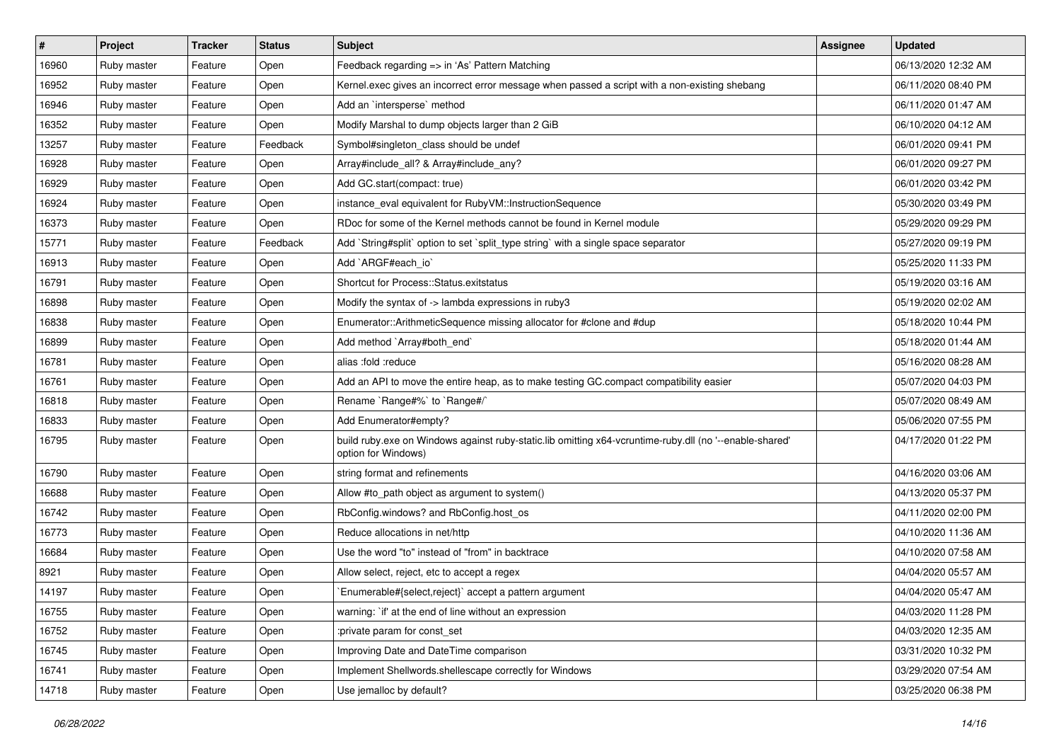| # | Project | Tracker | Status | Subject | Assignee | Updated |
|---|---|---|---|---|---|---|
| 16960 | Ruby master | Feature | Open | Feedback regarding => in 'As' Pattern Matching | | 06/13/2020 12:32 AM |
| 16952 | Ruby master | Feature | Open | Kernel.exec gives an incorrect error message when passed a script with a non-existing shebang | | 06/11/2020 08:40 PM |
| 16946 | Ruby master | Feature | Open | Add an `intersperse` method | | 06/11/2020 01:47 AM |
| 16352 | Ruby master | Feature | Open | Modify Marshal to dump objects larger than 2 GiB | | 06/10/2020 04:12 AM |
| 13257 | Ruby master | Feature | Feedback | Symbol#singleton_class should be undef | | 06/01/2020 09:41 PM |
| 16928 | Ruby master | Feature | Open | Array#include_all? & Array#include_any? | | 06/01/2020 09:27 PM |
| 16929 | Ruby master | Feature | Open | Add GC.start(compact: true) | | 06/01/2020 03:42 PM |
| 16924 | Ruby master | Feature | Open | instance_eval equivalent for RubyVM::InstructionSequence | | 05/30/2020 03:49 PM |
| 16373 | Ruby master | Feature | Open | RDoc for some of the Kernel methods cannot be found in Kernel module | | 05/29/2020 09:29 PM |
| 15771 | Ruby master | Feature | Feedback | Add `String#split` option to set `split_type string` with a single space separator | | 05/27/2020 09:19 PM |
| 16913 | Ruby master | Feature | Open | Add `ARGF#each_io` | | 05/25/2020 11:33 PM |
| 16791 | Ruby master | Feature | Open | Shortcut for Process::Status.exitstatus | | 05/19/2020 03:16 AM |
| 16898 | Ruby master | Feature | Open | Modify the syntax of -> lambda expressions in ruby3 | | 05/19/2020 02:02 AM |
| 16838 | Ruby master | Feature | Open | Enumerator::ArithmeticSequence missing allocator for #clone and #dup | | 05/18/2020 10:44 PM |
| 16899 | Ruby master | Feature | Open | Add method `Array#both_end` | | 05/18/2020 01:44 AM |
| 16781 | Ruby master | Feature | Open | alias :fold :reduce | | 05/16/2020 08:28 AM |
| 16761 | Ruby master | Feature | Open | Add an API to move the entire heap, as to make testing GC.compact compatibility easier | | 05/07/2020 04:03 PM |
| 16818 | Ruby master | Feature | Open | Rename `Range#%` to `Range#/` | | 05/07/2020 08:49 AM |
| 16833 | Ruby master | Feature | Open | Add Enumerator#empty? | | 05/06/2020 07:55 PM |
| 16795 | Ruby master | Feature | Open | build ruby.exe on Windows against ruby-static.lib omitting x64-vcruntime-ruby.dll (no '--enable-shared' option for Windows) | | 04/17/2020 01:22 PM |
| 16790 | Ruby master | Feature | Open | string format and refinements | | 04/16/2020 03:06 AM |
| 16688 | Ruby master | Feature | Open | Allow #to_path object as argument to system() | | 04/13/2020 05:37 PM |
| 16742 | Ruby master | Feature | Open | RbConfig.windows? and RbConfig.host_os | | 04/11/2020 02:00 PM |
| 16773 | Ruby master | Feature | Open | Reduce allocations in net/http | | 04/10/2020 11:36 AM |
| 16684 | Ruby master | Feature | Open | Use the word "to" instead of "from" in backtrace | | 04/10/2020 07:58 AM |
| 8921 | Ruby master | Feature | Open | Allow select, reject, etc to accept a regex | | 04/04/2020 05:57 AM |
| 14197 | Ruby master | Feature | Open | `Enumerable#{select,reject}` accept a pattern argument | | 04/04/2020 05:47 AM |
| 16755 | Ruby master | Feature | Open | warning: `if' at the end of line without an expression | | 04/03/2020 11:28 PM |
| 16752 | Ruby master | Feature | Open | :private param for const_set | | 04/03/2020 12:35 AM |
| 16745 | Ruby master | Feature | Open | Improving Date and DateTime comparison | | 03/31/2020 10:32 PM |
| 16741 | Ruby master | Feature | Open | Implement Shellwords.shellescape correctly for Windows | | 03/29/2020 07:54 AM |
| 14718 | Ruby master | Feature | Open | Use jemalloc by default? | | 03/25/2020 06:38 PM |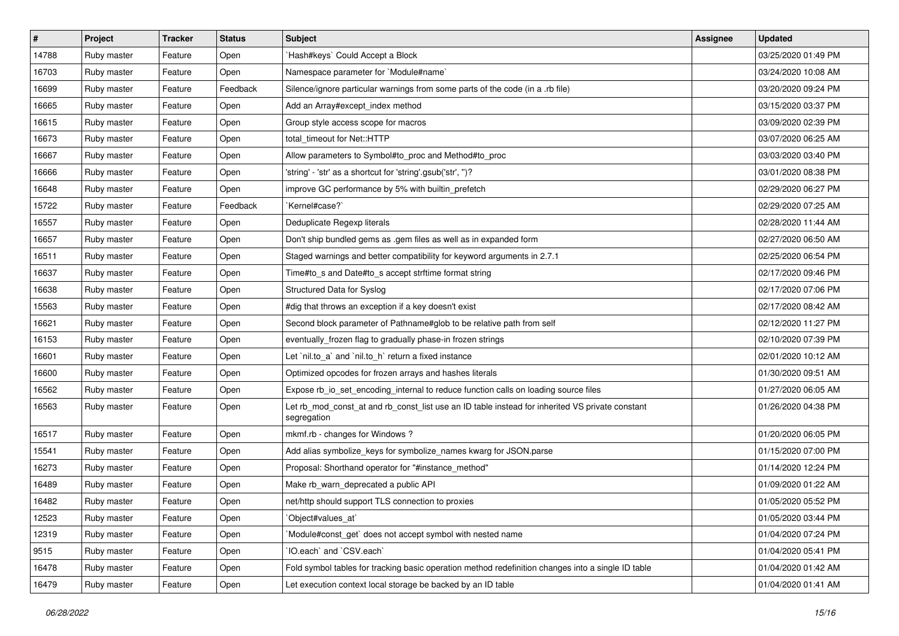| # | Project | Tracker | Status | Subject | Assignee | Updated |
|---|---|---|---|---|---|---|
| 14788 | Ruby master | Feature | Open | `Hash#keys` Could Accept a Block | | 03/25/2020 01:49 PM |
| 16703 | Ruby master | Feature | Open | Namespace parameter for `Module#name` | | 03/24/2020 10:08 AM |
| 16699 | Ruby master | Feature | Feedback | Silence/ignore particular warnings from some parts of the code (in a .rb file) | | 03/20/2020 09:24 PM |
| 16665 | Ruby master | Feature | Open | Add an Array#except_index method | | 03/15/2020 03:37 PM |
| 16615 | Ruby master | Feature | Open | Group style access scope for macros | | 03/09/2020 02:39 PM |
| 16673 | Ruby master | Feature | Open | total_timeout for Net::HTTP | | 03/07/2020 06:25 AM |
| 16667 | Ruby master | Feature | Open | Allow parameters to Symbol#to_proc and Method#to_proc | | 03/03/2020 03:40 PM |
| 16666 | Ruby master | Feature | Open | 'string' - 'str' as a shortcut for 'string'.gsub('str', '')? | | 03/01/2020 08:38 PM |
| 16648 | Ruby master | Feature | Open | improve GC performance by 5% with builtin_prefetch | | 02/29/2020 06:27 PM |
| 15722 | Ruby master | Feature | Feedback | `Kernel#case?` | | 02/29/2020 07:25 AM |
| 16557 | Ruby master | Feature | Open | Deduplicate Regexp literals | | 02/28/2020 11:44 AM |
| 16657 | Ruby master | Feature | Open | Don't ship bundled gems as .gem files as well as in expanded form | | 02/27/2020 06:50 AM |
| 16511 | Ruby master | Feature | Open | Staged warnings and better compatibility for keyword arguments in 2.7.1 | | 02/25/2020 06:54 PM |
| 16637 | Ruby master | Feature | Open | Time#to_s and Date#to_s accept strftime format string | | 02/17/2020 09:46 PM |
| 16638 | Ruby master | Feature | Open | Structured Data for Syslog | | 02/17/2020 07:06 PM |
| 15563 | Ruby master | Feature | Open | #dig that throws an exception if a key doesn't exist | | 02/17/2020 08:42 AM |
| 16621 | Ruby master | Feature | Open | Second block parameter of Pathname#glob to be relative path from self | | 02/12/2020 11:27 PM |
| 16153 | Ruby master | Feature | Open | eventually_frozen flag to gradually phase-in frozen strings | | 02/10/2020 07:39 PM |
| 16601 | Ruby master | Feature | Open | Let `nil.to_a` and `nil.to_h` return a fixed instance | | 02/01/2020 10:12 AM |
| 16600 | Ruby master | Feature | Open | Optimized opcodes for frozen arrays and hashes literals | | 01/30/2020 09:51 AM |
| 16562 | Ruby master | Feature | Open | Expose rb_io_set_encoding_internal to reduce function calls on loading source files | | 01/27/2020 06:05 AM |
| 16563 | Ruby master | Feature | Open | Let rb_mod_const_at and rb_const_list use an ID table instead for inherited VS private constant segregation | | 01/26/2020 04:38 PM |
| 16517 | Ruby master | Feature | Open | mkmf.rb - changes for Windows ? | | 01/20/2020 06:05 PM |
| 15541 | Ruby master | Feature | Open | Add alias symbolize_keys for symbolize_names kwarg for JSON.parse | | 01/15/2020 07:00 PM |
| 16273 | Ruby master | Feature | Open | Proposal: Shorthand operator for "#instance_method" | | 01/14/2020 12:24 PM |
| 16489 | Ruby master | Feature | Open | Make rb_warn_deprecated a public API | | 01/09/2020 01:22 AM |
| 16482 | Ruby master | Feature | Open | net/http should support TLS connection to proxies | | 01/05/2020 05:52 PM |
| 12523 | Ruby master | Feature | Open | `Object#values_at` | | 01/05/2020 03:44 PM |
| 12319 | Ruby master | Feature | Open | `Module#const_get` does not accept symbol with nested name | | 01/04/2020 07:24 PM |
| 9515 | Ruby master | Feature | Open | `IO.each` and `CSV.each` | | 01/04/2020 05:41 PM |
| 16478 | Ruby master | Feature | Open | Fold symbol tables for tracking basic operation method redefinition changes into a single ID table | | 01/04/2020 01:42 AM |
| 16479 | Ruby master | Feature | Open | Let execution context local storage be backed by an ID table | | 01/04/2020 01:41 AM |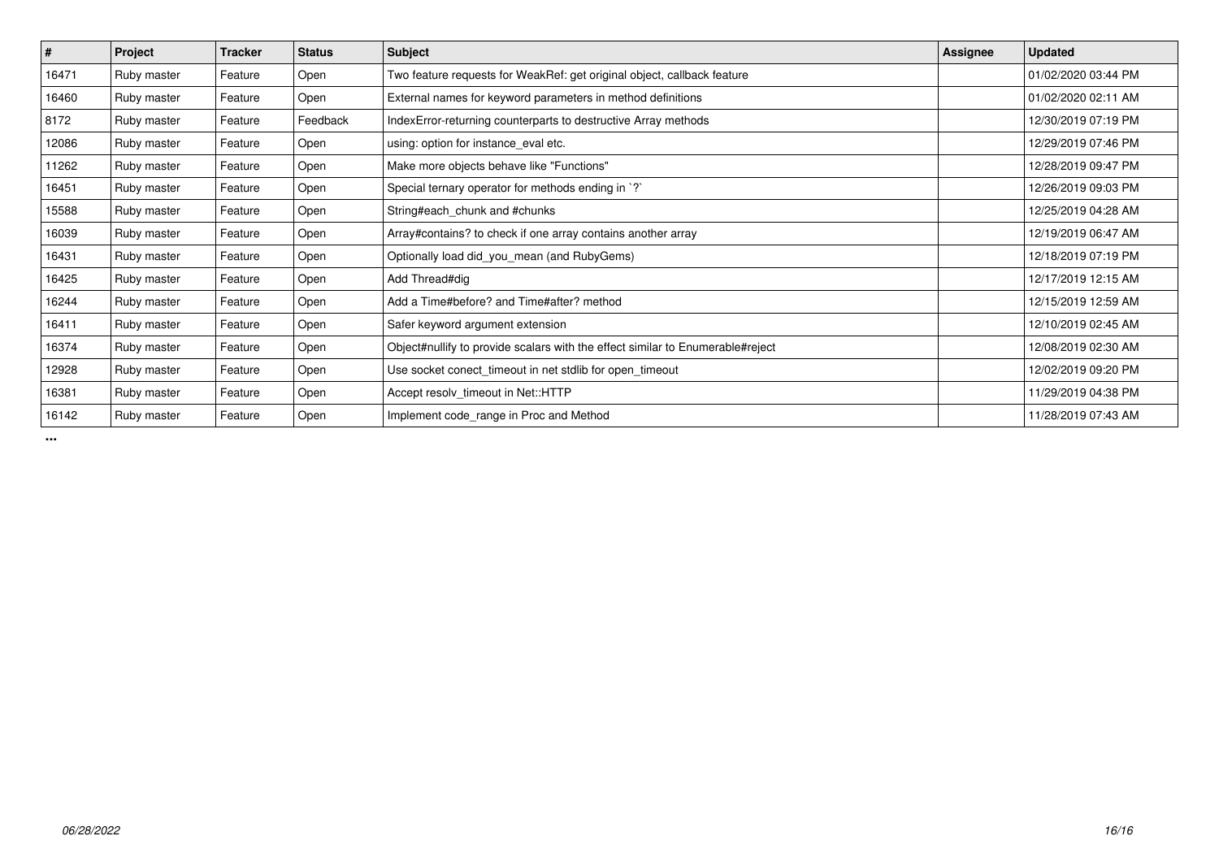| # | Project | Tracker | Status | Subject | Assignee | Updated |
|---|---|---|---|---|---|---|
| 16471 | Ruby master | Feature | Open | Two feature requests for WeakRef: get original object, callback feature | | 01/02/2020 03:44 PM |
| 16460 | Ruby master | Feature | Open | External names for keyword parameters in method definitions | | 01/02/2020 02:11 AM |
| 8172 | Ruby master | Feature | Feedback | IndexError-returning counterparts to destructive Array methods | | 12/30/2019 07:19 PM |
| 12086 | Ruby master | Feature | Open | using: option for instance_eval etc. | | 12/29/2019 07:46 PM |
| 11262 | Ruby master | Feature | Open | Make more objects behave like "Functions" | | 12/28/2019 09:47 PM |
| 16451 | Ruby master | Feature | Open | Special ternary operator for methods ending in `?` | | 12/26/2019 09:03 PM |
| 15588 | Ruby master | Feature | Open | String#each_chunk and #chunks | | 12/25/2019 04:28 AM |
| 16039 | Ruby master | Feature | Open | Array#contains? to check if one array contains another array | | 12/19/2019 06:47 AM |
| 16431 | Ruby master | Feature | Open | Optionally load did_you_mean (and RubyGems) | | 12/18/2019 07:19 PM |
| 16425 | Ruby master | Feature | Open | Add Thread#dig | | 12/17/2019 12:15 AM |
| 16244 | Ruby master | Feature | Open | Add a Time#before? and Time#after? method | | 12/15/2019 12:59 AM |
| 16411 | Ruby master | Feature | Open | Safer keyword argument extension | | 12/10/2019 02:45 AM |
| 16374 | Ruby master | Feature | Open | Object#nullify to provide scalars with the effect similar to Enumerable#reject | | 12/08/2019 02:30 AM |
| 12928 | Ruby master | Feature | Open | Use socket conect_timeout in net stdlib for open_timeout | | 12/02/2019 09:20 PM |
| 16381 | Ruby master | Feature | Open | Accept resolv_timeout in Net::HTTP | | 11/29/2019 04:38 PM |
| 16142 | Ruby master | Feature | Open | Implement code_range in Proc and Method | | 11/28/2019 07:43 AM |

...